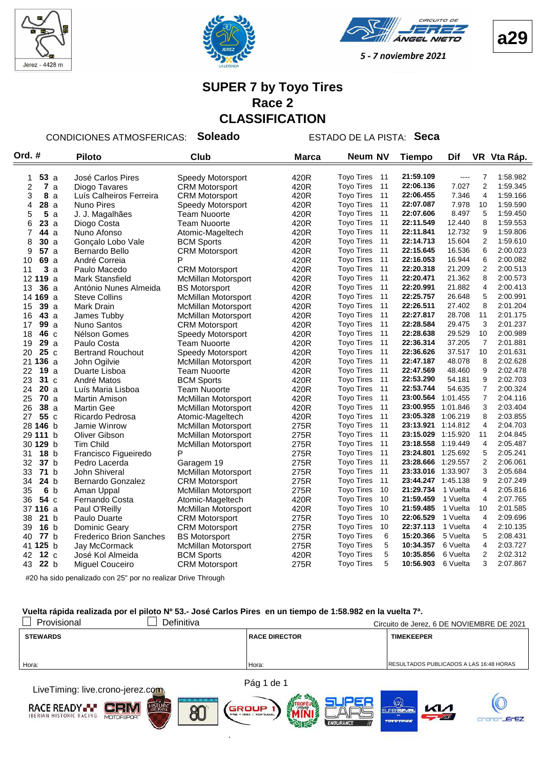Jerez - 4428 m

**a29**

5 - 7 noviembre 2021

# SUPER 7 by Toyo Tires
## Race 2
## CLASSIFICATION

CONDICIONES ATMOSFERICAS: **Soleado** ESTADO DE LA PISTA: **Seca**

| Ord. | # | | Piloto | Club | Marca | Neum | NV | Tiempo | Dif | VR | Vta Ráp. |
|---|---|---|---|---|---|---|---|---|---|---|---|
| 1 | 53 | a | José Carlos Pires | Speedy Motorsport | 420R | Toyo Tires | 11 | 21:59.109 | ---- | 7 | 1:58.982 |
| 2 | 7 | a | Diogo Tavares | CRM Motorsport | 420R | Toyo Tires | 11 | 22:06.136 | 7.027 | 2 | 1:59.345 |
| 3 | 8 | a | Luís Calheiros Ferreira | CRM Motorsport | 420R | Toyo Tires | 11 | 22:06.455 | 7.346 | 4 | 1:59.166 |
| 4 | 28 | a | Nuno Pires | Speedy Motorsport | 420R | Toyo Tires | 11 | 22:07.087 | 7.978 | 10 | 1:59.590 |
| 5 | 5 | a | J. J. Magalhães | Team Nuoorte | 420R | Toyo Tires | 11 | 22:07.606 | 8.497 | 5 | 1:59.450 |
| 6 | 23 | a | Diogo Costa | Team Nuoorte | 420R | Toyo Tires | 11 | 22:11.549 | 12.440 | 8 | 1:59.553 |
| 7 | 44 | a | Nuno Afonso | Atomic-Mageltech | 420R | Toyo Tires | 11 | 22:11.841 | 12.732 | 9 | 1:59.806 |
| 8 | 30 | a | Gonçalo Lobo Vale | BCM Sports | 420R | Toyo Tires | 11 | 22:14.713 | 15.604 | 2 | 1:59.610 |
| 9 | 57 | a | Bernardo Bello | CRM Motorsport | 420R | Toyo Tires | 11 | 22:15.645 | 16.536 | 6 | 2:00.023 |
| 10 | 69 | a | André Correia | P | 420R | Toyo Tires | 11 | 22:16.053 | 16.944 | 6 | 2:00.082 |
| 11 | 3 | a | Paulo Macedo | CRM Motorsport | 420R | Toyo Tires | 11 | 22:20.318 | 21.209 | 2 | 2:00.513 |
| 12 | 119 | a | Mark Stansfield | McMillan Motorsport | 420R | Toyo Tires | 11 | 22:20.471 | 21.362 | 8 | 2:00.573 |
| 13 | 36 | a | António Nunes Almeida | BS Motorsport | 420R | Toyo Tires | 11 | 22:20.991 | 21.882 | 4 | 2:00.413 |
| 14 | 169 | a | Steve Collins | McMillan Motorsport | 420R | Toyo Tires | 11 | 22:25.757 | 26.648 | 5 | 2:00.991 |
| 15 | 39 | a | Mark Drain | McMillan Motorsport | 420R | Toyo Tires | 11 | 22:26.511 | 27.402 | 8 | 2:01.204 |
| 16 | 43 | a | James Tubby | McMillan Motorsport | 420R | Toyo Tires | 11 | 22:27.817 | 28.708 | 11 | 2:01.175 |
| 17 | 99 | a | Nuno Santos | CRM Motorsport | 420R | Toyo Tires | 11 | 22:28.584 | 29.475 | 3 | 2:01.237 |
| 18 | 46 | c | Nélson Gomes | Speedy Motorsport | 420R | Toyo Tires | 11 | 22:28.638 | 29.529 | 10 | 2:00.989 |
| 19 | 29 | a | Paulo Costa | Team Nuoorte | 420R | Toyo Tires | 11 | 22:36.314 | 37.205 | 7 | 2:01.881 |
| 20 | 25 | c | Bertrand Rouchout | Speedy Motorsport | 420R | Toyo Tires | 11 | 22:36.626 | 37.517 | 10 | 2:01.631 |
| 21 | 136 | a | John Ogilvie | McMillan Motorsport | 420R | Toyo Tires | 11 | 22:47.187 | 48.078 | 8 | 2:02.628 |
| 22 | 19 | a | Duarte Lisboa | Team Nuoorte | 420R | Toyo Tires | 11 | 22:47.569 | 48.460 | 9 | 2:02.478 |
| 23 | 31 | c | André Matos | BCM Sports | 420R | Toyo Tires | 11 | 22:53.290 | 54.181 | 9 | 2:02.703 |
| 24 | 20 | a | Luís Maria Lisboa | Team Nuoorte | 420R | Toyo Tires | 11 | 22:53.744 | 54.635 | 7 | 2:00.324 |
| 25 | 70 | a | Martin Amison | McMillan Motorsport | 420R | Toyo Tires | 11 | 23:00.564 | 1:01.455 | 7 | 2:04.116 |
| 26 | 38 | a | Martin Gee | McMillan Motorsport | 420R | Toyo Tires | 11 | 23:00.955 | 1:01.846 | 3 | 2:03.404 |
| 27 | 55 | c | Ricardo Pedrosa | Atomic-Mageltech | 420R | Toyo Tires | 11 | 23:05.328 | 1:06.219 | 8 | 2:03.855 |
| 28 | 146 | b | Jamie Winrow | McMillan Motorsport | 275R | Toyo Tires | 11 | 23:13.921 | 1:14.812 | 4 | 2:04.703 |
| 29 | 111 | b | Oliver Gibson | McMillan Motorsport | 275R | Toyo Tires | 11 | 23:15.029 | 1:15.920 | 11 | 2:04.845 |
| 30 | 129 | b | Tim Child | McMillan Motorsport | 275R | Toyo Tires | 11 | 23:18.558 | 1:19.449 | 4 | 2:05.487 |
| 31 | 18 | b | Francisco Figueiredo | P | 275R | Toyo Tires | 11 | 23:24.801 | 1:25.692 | 5 | 2:05.241 |
| 32 | 37 | b | Pedro Lacerda | Garagem 19 | 275R | Toyo Tires | 11 | 23:28.666 | 1:29.557 | 2 | 2:06.061 |
| 33 | 71 | b | John Shiveral | McMillan Motorsport | 275R | Toyo Tires | 11 | 23:33.016 | 1:33.907 | 3 | 2:05.684 |
| 34 | 24 | b | Bernardo Gonzalez | CRM Motorsport | 275R | Toyo Tires | 11 | 23:44.247 | 1:45.138 | 9 | 2:07.249 |
| 35 | 6 | b | Aman Uppal | McMillan Motorsport | 275R | Toyo Tires | 10 | 21:29.734 | 1 Vuelta | 4 | 2:05.816 |
| 36 | 54 | c | Fernando Costa | Atomic-Mageltech | 420R | Toyo Tires | 10 | 21:59.459 | 1 Vuelta | 4 | 2:07.765 |
| 37 | 116 | a | Paul O'Reilly | McMillan Motorsport | 420R | Toyo Tires | 10 | 21:59.485 | 1 Vuelta | 10 | 2:01.585 |
| 38 | 21 | b | Paulo Duarte | CRM Motorsport | 275R | Toyo Tires | 10 | 22:06.529 | 1 Vuelta | 4 | 2:09.696 |
| 39 | 16 | b | Dominic Geary | CRM Motorsport | 275R | Toyo Tires | 10 | 22:37.113 | 1 Vuelta | 4 | 2:10.135 |
| 40 | 77 | b | Frederico Brion Sanches | BS Motorsport | 275R | Toyo Tires | 6 | 15:20.366 | 5 Vuelta | 5 | 2:08.431 |
| 41 | 125 | b | Jay McCormack | McMillan Motorsport | 275R | Toyo Tires | 5 | 10:34.357 | 6 Vuelta | 4 | 2:03.727 |
| 42 | 12 | c | José Kol Almeida | BCM Sports | 420R | Toyo Tires | 5 | 10:35.856 | 6 Vuelta | 2 | 2:02.312 |
| 43 | 22 | b | Miguel Couceiro | CRM Motorsport | 275R | Toyo Tires | 5 | 10:56.903 | 6 Vuelta | 3 | 2:07.867 |

#20 ha sido penalizado con 25" por no realizar Drive Through

**Vuelta rápida realizada por el piloto Nº 53.- José Carlos Pires en un tiempo de 1:58.982 en la vuelta 7ª.**

☐ Provisional ☐ Definitiva

Circuito de Jerez, 6 DE NOVIEMBRE DE 2021

| STEWARDS | RACE DIRECTOR | TIMEKEEPER |
|---|---|---|
| Hora: | Hora: | RESULTADOS PUBLICADOS A LAS 16:48 HORAS |

LiveTiming: live.crono-jerez.com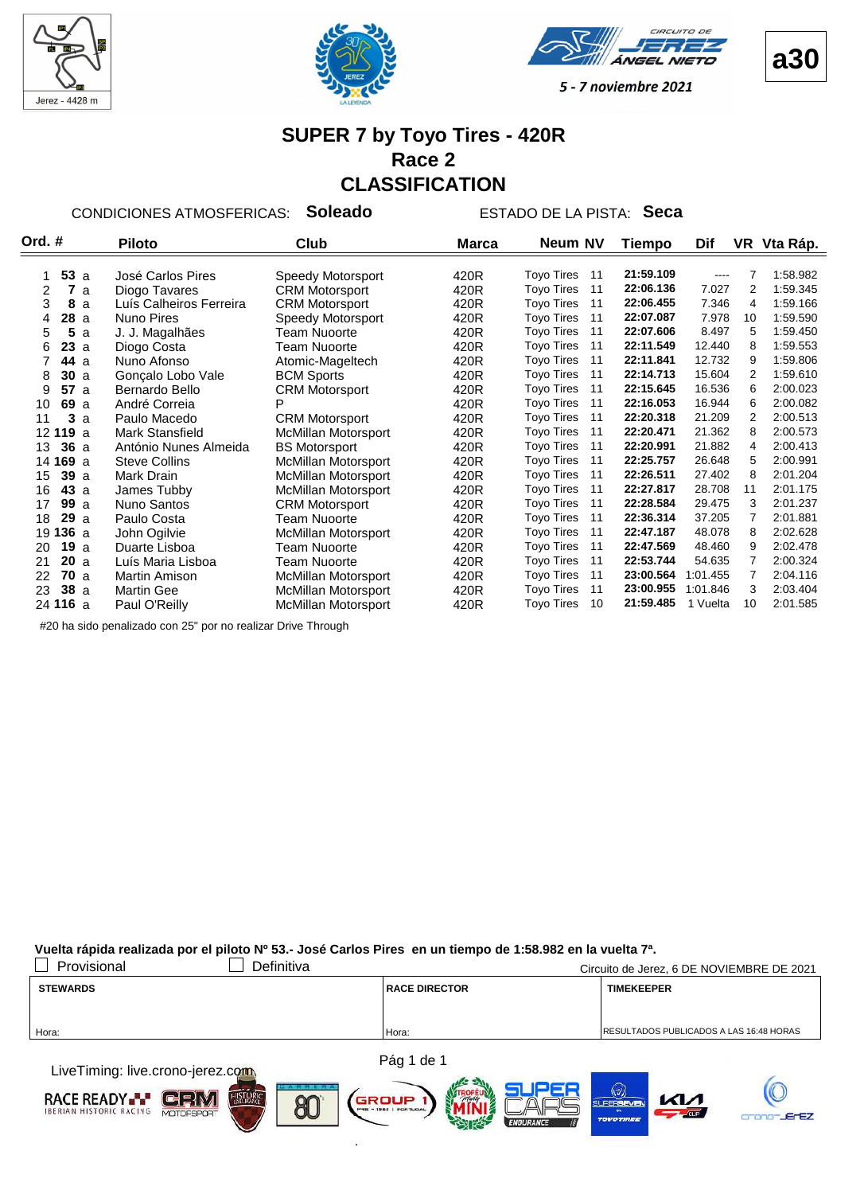a30

5 - 7 noviembre 2021

# SUPER 7 by Toyo Tires - 420R
## Race 2
## CLASSIFICATION

CONDICIONES ATMOSFERICAS: **Soleado** ESTADO DE LA PISTA: **Seca**

| Ord. | # | | Piloto | Club | Marca | Neum | NV | Tiempo | Dif | VR | Vta Ráp. |
|---|---|---|---|---|---|---|---|---|---|---|---|
| 1 | 53 | a | José Carlos Pires | Speedy Motorsport | 420R | Toyo Tires | 11 | 21:59.109 | ---- | 7 | 1:58.982 |
| 2 | 7 | a | Diogo Tavares | CRM Motorsport | 420R | Toyo Tires | 11 | 22:06.136 | 7.027 | 2 | 1:59.345 |
| 3 | 8 | a | Luís Calheiros Ferreira | CRM Motorsport | 420R | Toyo Tires | 11 | 22:06.455 | 7.346 | 4 | 1:59.166 |
| 4 | 28 | a | Nuno Pires | Speedy Motorsport | 420R | Toyo Tires | 11 | 22:07.087 | 7.978 | 10 | 1:59.590 |
| 5 | 5 | a | J. J. Magalhães | Team Nuoorte | 420R | Toyo Tires | 11 | 22:07.606 | 8.497 | 5 | 1:59.450 |
| 6 | 23 | a | Diogo Costa | Team Nuoorte | 420R | Toyo Tires | 11 | 22:11.549 | 12.440 | 8 | 1:59.553 |
| 7 | 44 | a | Nuno Afonso | Atomic-Mageltech | 420R | Toyo Tires | 11 | 22:11.841 | 12.732 | 9 | 1:59.806 |
| 8 | 30 | a | Gonçalo Lobo Vale | BCM Sports | 420R | Toyo Tires | 11 | 22:14.713 | 15.604 | 2 | 1:59.610 |
| 9 | 57 | a | Bernardo Bello | CRM Motorsport | 420R | Toyo Tires | 11 | 22:15.645 | 16.536 | 6 | 2:00.023 |
| 10 | 69 | a | André Correia | P | 420R | Toyo Tires | 11 | 22:16.053 | 16.944 | 6 | 2:00.082 |
| 11 | 3 | a | Paulo Macedo | CRM Motorsport | 420R | Toyo Tires | 11 | 22:20.318 | 21.209 | 2 | 2:00.513 |
| 12 | 119 | a | Mark Stansfield | McMillan Motorsport | 420R | Toyo Tires | 11 | 22:20.471 | 21.362 | 8 | 2:00.573 |
| 13 | 36 | a | António Nunes Almeida | BS Motorsport | 420R | Toyo Tires | 11 | 22:20.991 | 21.882 | 4 | 2:00.413 |
| 14 | 169 | a | Steve Collins | McMillan Motorsport | 420R | Toyo Tires | 11 | 22:25.757 | 26.648 | 5 | 2:00.991 |
| 15 | 39 | a | Mark Drain | McMillan Motorsport | 420R | Toyo Tires | 11 | 22:26.511 | 27.402 | 8 | 2:01.204 |
| 16 | 43 | a | James Tubby | McMillan Motorsport | 420R | Toyo Tires | 11 | 22:27.817 | 28.708 | 11 | 2:01.175 |
| 17 | 99 | a | Nuno Santos | CRM Motorsport | 420R | Toyo Tires | 11 | 22:28.584 | 29.475 | 3 | 2:01.237 |
| 18 | 29 | a | Paulo Costa | Team Nuoorte | 420R | Toyo Tires | 11 | 22:36.314 | 37.205 | 7 | 2:01.881 |
| 19 | 136 | a | John Ogilvie | McMillan Motorsport | 420R | Toyo Tires | 11 | 22:47.187 | 48.078 | 8 | 2:02.628 |
| 20 | 19 | a | Duarte Lisboa | Team Nuoorte | 420R | Toyo Tires | 11 | 22:47.569 | 48.460 | 9 | 2:02.478 |
| 21 | 20 | a | Luís Maria Lisboa | Team Nuoorte | 420R | Toyo Tires | 11 | 22:53.744 | 54.635 | 7 | 2:00.324 |
| 22 | 70 | a | Martin Amison | McMillan Motorsport | 420R | Toyo Tires | 11 | 23:00.564 | 1:01.455 | 7 | 2:04.116 |
| 23 | 38 | a | Martin Gee | McMillan Motorsport | 420R | Toyo Tires | 11 | 23:00.955 | 1:01.846 | 3 | 2:03.404 |
| 24 | 116 | a | Paul O'Reilly | McMillan Motorsport | 420R | Toyo Tires | 10 | 21:59.485 | 1 Vuelta | 10 | 2:01.585 |

#20 ha sido penalizado con 25" por no realizar Drive Through

**Vuelta rápida realizada por el piloto Nº 53.- José Carlos Pires en un tiempo de 1:58.982 en la vuelta 7ª.**

☐ Provisional ☐ Definitiva

Circuito de Jerez, 6 DE NOVIEMBRE DE 2021

| STEWARDS | RACE DIRECTOR | TIMEKEEPER |
|---|---|---|
| Hora: | Hora: | RESULTADOS PUBLICADOS A LAS 16:48 HORAS |

LiveTiming: live.crono-jerez.com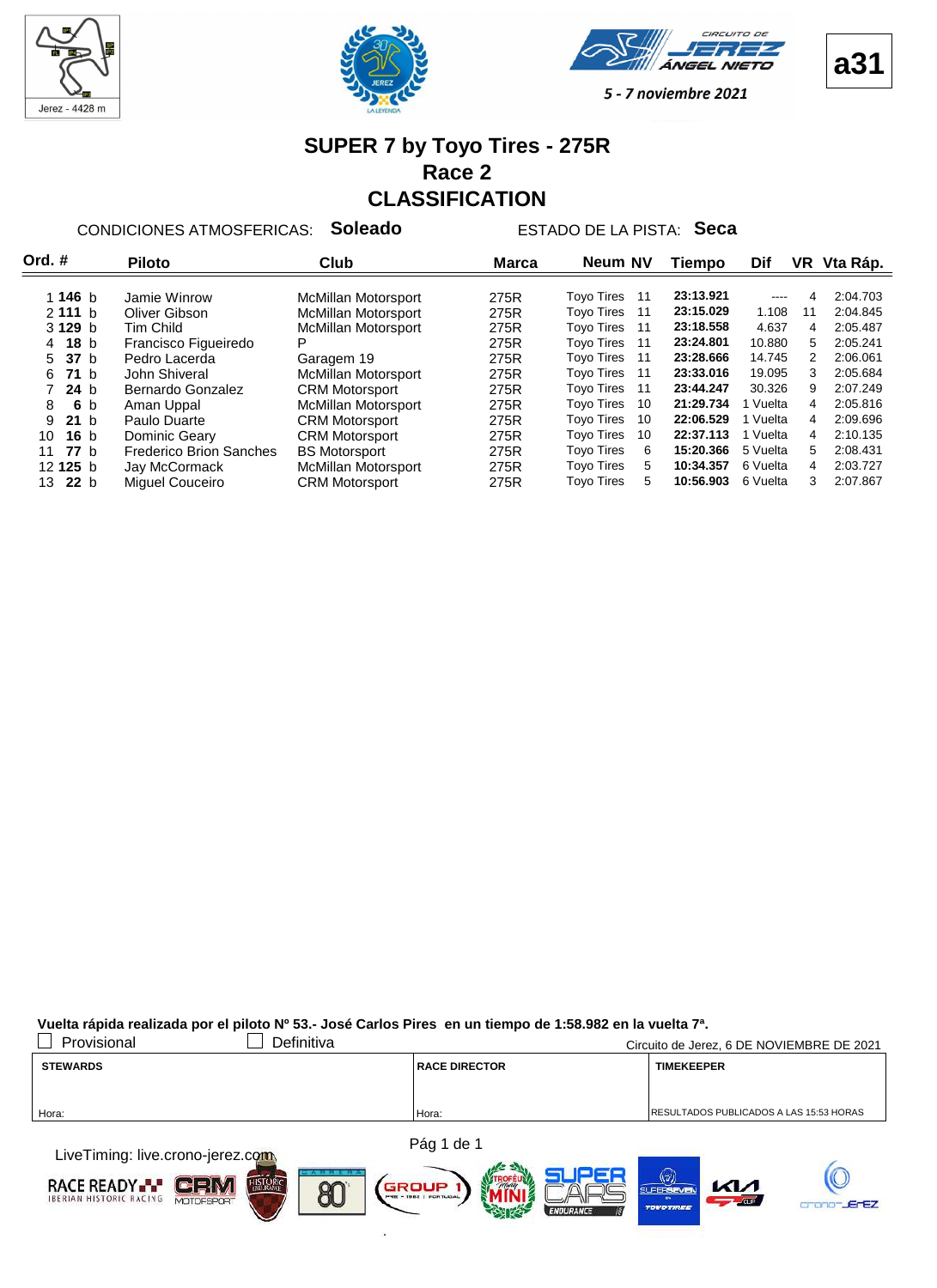a31

5 - 7 noviembre 2021

# SUPER 7 by Toyo Tires - 275R
## Race 2
## CLASSIFICATION

CONDICIONES ATMOSFERICAS: **Soleado** ESTADO DE LA PISTA: **Seca**

| Ord. | # | | Piloto | Club | Marca | Neum | NV | Tiempo | Dif | VR | Vta Ráp. |
|---|---|---|---|---|---|---|---|---|---|---|---|
| 1 | **146** | b | Jamie Winrow | McMillan Motorsport | 275R | Toyo Tires | 11 | **23:13.921** | ---- | 4 | 2:04.703 |
| 2 | **111** | b | Oliver Gibson | McMillan Motorsport | 275R | Toyo Tires | 11 | **23:15.029** | 1.108 | 11 | 2:04.845 |
| 3 | **129** | b | Tim Child | McMillan Motorsport | 275R | Toyo Tires | 11 | **23:18.558** | 4.637 | 4 | 2:05.487 |
| 4 | **18** | b | Francisco Figueiredo | P | 275R | Toyo Tires | 11 | **23:24.801** | 10.880 | 5 | 2:05.241 |
| 5 | **37** | b | Pedro Lacerda | Garagem 19 | 275R | Toyo Tires | 11 | **23:28.666** | 14.745 | 2 | 2:06.061 |
| 6 | **71** | b | John Shiveral | McMillan Motorsport | 275R | Toyo Tires | 11 | **23:33.016** | 19.095 | 3 | 2:05.684 |
| 7 | **24** | b | Bernardo Gonzalez | CRM Motorsport | 275R | Toyo Tires | 11 | **23:44.247** | 30.326 | 9 | 2:07.249 |
| 8 | **6** | b | Aman Uppal | McMillan Motorsport | 275R | Toyo Tires | 10 | **21:29.734** | 1 Vuelta | 4 | 2:05.816 |
| 9 | **21** | b | Paulo Duarte | CRM Motorsport | 275R | Toyo Tires | 10 | **22:06.529** | 1 Vuelta | 4 | 2:09.696 |
| 10 | **16** | b | Dominic Geary | CRM Motorsport | 275R | Toyo Tires | 10 | **22:37.113** | 1 Vuelta | 4 | 2:10.135 |
| 11 | **77** | b | Frederico Brion Sanches | BS Motorsport | 275R | Toyo Tires | 6 | **15:20.366** | 5 Vuelta | 5 | 2:08.431 |
| 12 | **125** | b | Jay McCormack | McMillan Motorsport | 275R | Toyo Tires | 5 | **10:34.357** | 6 Vuelta | 4 | 2:03.727 |
| 13 | **22** | b | Miguel Couceiro | CRM Motorsport | 275R | Toyo Tires | 5 | **10:56.903** | 6 Vuelta | 3 | 2:07.867 |

**Vuelta rápida realizada por el piloto Nº 53.- José Carlos Pires en un tiempo de 1:58.982 en la vuelta 7ª.**

☐ Provisional ☐ Definitiva

Circuito de Jerez, 6 DE NOVIEMBRE DE 2021

| STEWARDS | RACE DIRECTOR | TIMEKEEPER |
|---|---|---|
| Hora: | Hora: | RESULTADOS PUBLICADOS A LAS 15:53 HORAS |

LiveTiming: live.crono-jerez.com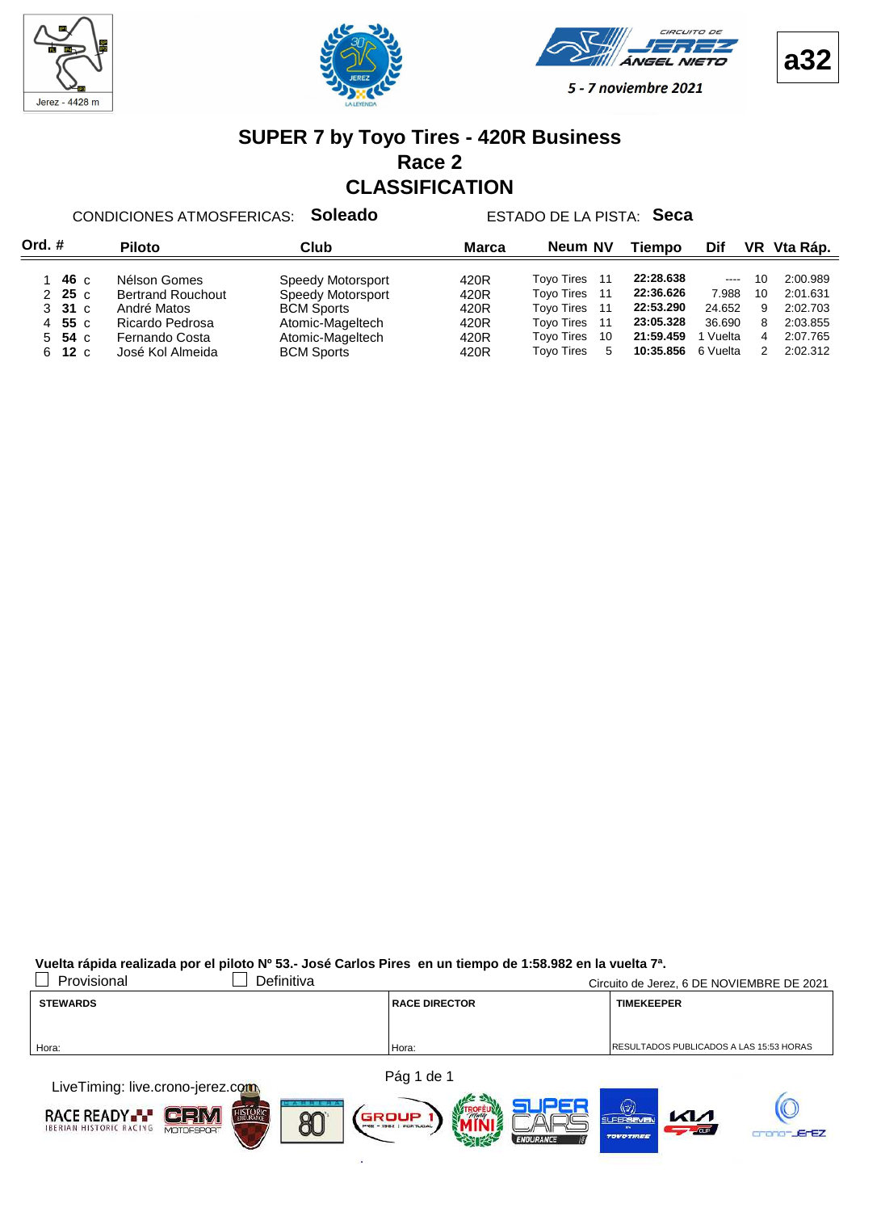**a32**

CIRCUITO DE JEREZ ÁNGEL NIETO

*5 - 7 noviembre 2021*

# SUPER 7 by Toyo Tires - 420R Business
## Race 2
## CLASSIFICATION

CONDICIONES ATMOSFERICAS: **Soleado** ESTADO DE LA PISTA: **Seca**

| Ord. | # | | Piloto | Club | Marca | Neum | NV | Tiempo | Dif | VR | Vta Ráp. |
|---|---|---|---|---|---|---|---|---|---|---|---|
| 1 | **46** | c | Nélson Gomes | Speedy Motorsport | 420R | Toyo Tires | 11 | **22:28.638** | ---- | 10 | 2:00.989 |
| 2 | **25** | c | Bertrand Rouchout | Speedy Motorsport | 420R | Toyo Tires | 11 | **22:36.626** | 7.988 | 10 | 2:01.631 |
| 3 | **31** | c | André Matos | BCM Sports | 420R | Toyo Tires | 11 | **22:53.290** | 24.652 | 9 | 2:02.703 |
| 4 | **55** | c | Ricardo Pedrosa | Atomic-Mageltech | 420R | Toyo Tires | 11 | **23:05.328** | 36.690 | 8 | 2:03.855 |
| 5 | **54** | c | Fernando Costa | Atomic-Mageltech | 420R | Toyo Tires | 10 | **21:59.459** | 1 Vuelta | 4 | 2:07.765 |
| 6 | **12** | c | José Kol Almeida | BCM Sports | 420R | Toyo Tires | 5 | **10:35.856** | 6 Vuelta | 2 | 2:02.312 |

**Vuelta rápida realizada por el piloto Nº 53.- José Carlos Pires en un tiempo de 1:58.982 en la vuelta 7ª.**

☐ Provisional ☐ Definitiva

Circuito de Jerez, 6 DE NOVIEMBRE DE 2021

| STEWARDS | RACE DIRECTOR | TIMEKEEPER |
|---|---|---|
| Hora: | Hora: | RESULTADOS PUBLICADOS A LAS 15:53 HORAS |

LiveTiming: live.crono-jerez.com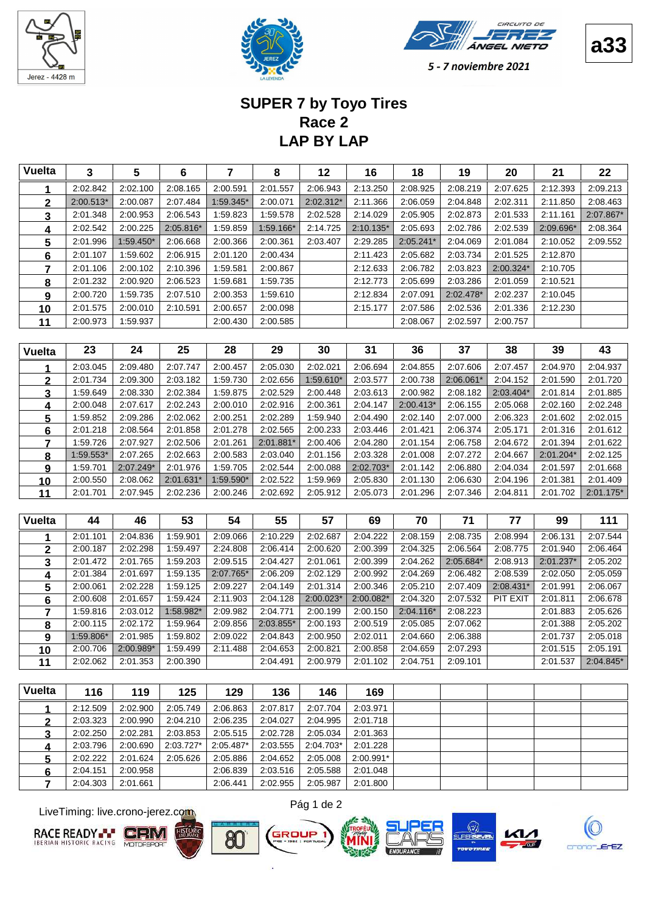5 - 7 noviembre 2021

a33

# SUPER 7 by Toyo Tires
## Race 2
## LAP BY LAP

| Vuelta | 3 | 5 | 6 | 7 | 8 | 12 | 16 | 18 | 19 | 20 | 21 | 22 |
|---|---|---|---|---|---|---|---|---|---|---|---|---|
| 1 | 2:02.842 | 2:02.100 | 2:08.165 | 2:00.591 | 2:01.557 | 2:06.943 | 2:13.250 | 2:08.925 | 2:08.219 | 2:07.625 | 2:12.393 | 2:09.213 |
| 2 | 2:00.513* | 2:00.087 | 2:07.484 | 1:59.345* | 2:00.071 | 2:02.312* | 2:11.366 | 2:06.059 | 2:04.848 | 2:02.311 | 2:11.850 | 2:08.463 |
| 3 | 2:01.348 | 2:00.953 | 2:06.543 | 1:59.823 | 1:59.578 | 2:02.528 | 2:14.029 | 2:05.905 | 2:02.873 | 2:01.533 | 2:11.161 | 2:07.867* |
| 4 | 2:02.542 | 2:00.225 | 2:05.816* | 1:59.859 | 1:59.166* | 2:14.725 | 2:10.135* | 2:05.693 | 2:02.786 | 2:02.539 | 2:09.696* | 2:08.364 |
| 5 | 2:01.996 | 1:59.450* | 2:06.668 | 2:00.366 | 2:00.361 | 2:03.407 | 2:29.285 | 2:05.241* | 2:04.069 | 2:01.084 | 2:10.052 | 2:09.552 |
| 6 | 2:01.107 | 1:59.602 | 2:06.915 | 2:01.120 | 2:00.434 | | 2:11.423 | 2:05.682 | 2:03.734 | 2:01.525 | 2:12.870 | |
| 7 | 2:01.106 | 2:00.102 | 2:10.396 | 1:59.581 | 2:00.867 | | 2:12.633 | 2:06.782 | 2:03.823 | 2:00.324* | 2:10.705 | |
| 8 | 2:01.232 | 2:00.920 | 2:06.523 | 1:59.681 | 1:59.735 | | 2:12.773 | 2:05.699 | 2:03.286 | 2:01.059 | 2:10.521 | |
| 9 | 2:00.720 | 1:59.735 | 2:07.510 | 2:00.353 | 1:59.610 | | 2:12.834 | 2:07.091 | 2:02.478* | 2:02.237 | 2:10.045 | |
| 10 | 2:01.575 | 2:00.010 | 2:10.591 | 2:00.657 | 2:00.098 | | 2:15.177 | 2:07.586 | 2:02.536 | 2:01.336 | 2:12.230 | |
| 11 | 2:00.973 | 1:59.937 | | 2:00.430 | 2:00.585 | | | 2:08.067 | 2:02.597 | 2:00.757 | | |

| Vuelta | 23 | 24 | 25 | 28 | 29 | 30 | 31 | 36 | 37 | 38 | 39 | 43 |
|---|---|---|---|---|---|---|---|---|---|---|---|---|
| 1 | 2:03.045 | 2:09.480 | 2:07.747 | 2:00.457 | 2:05.030 | 2:02.021 | 2:06.694 | 2:04.855 | 2:07.606 | 2:07.457 | 2:04.970 | 2:04.937 |
| 2 | 2:01.734 | 2:09.300 | 2:03.182 | 1:59.730 | 2:02.656 | 1:59.610* | 2:03.577 | 2:00.738 | 2:06.061* | 2:04.152 | 2:01.590 | 2:01.720 |
| 3 | 1:59.649 | 2:08.330 | 2:02.384 | 1:59.875 | 2:02.529 | 2:00.448 | 2:03.613 | 2:00.982 | 2:08.182 | 2:03.404* | 2:01.814 | 2:01.885 |
| 4 | 2:00.048 | 2:07.617 | 2:02.243 | 2:00.010 | 2:02.916 | 2:00.361 | 2:04.147 | 2:00.413* | 2:06.155 | 2:05.068 | 2:02.160 | 2:02.248 |
| 5 | 1:59.852 | 2:09.286 | 2:02.062 | 2:00.251 | 2:02.289 | 1:59.940 | 2:04.490 | 2:02.140 | 2:07.000 | 2:06.323 | 2:01.602 | 2:02.015 |
| 6 | 2:01.218 | 2:08.564 | 2:01.858 | 2:01.278 | 2:02.565 | 2:00.233 | 2:03.446 | 2:01.421 | 2:06.374 | 2:05.171 | 2:01.316 | 2:01.612 |
| 7 | 1:59.726 | 2:07.927 | 2:02.506 | 2:01.261 | 2:01.881* | 2:00.406 | 2:04.280 | 2:01.154 | 2:06.758 | 2:04.672 | 2:01.394 | 2:01.622 |
| 8 | 1:59.553* | 2:07.265 | 2:02.663 | 2:00.583 | 2:03.040 | 2:01.156 | 2:03.328 | 2:01.008 | 2:07.272 | 2:04.667 | 2:01.204* | 2:02.125 |
| 9 | 1:59.701 | 2:07.249* | 2:01.976 | 1:59.705 | 2:02.544 | 2:00.088 | 2:02.703* | 2:01.142 | 2:06.880 | 2:04.034 | 2:01.597 | 2:01.668 |
| 10 | 2:00.550 | 2:08.062 | 2:01.631* | 1:59.590* | 2:02.522 | 1:59.969 | 2:05.830 | 2:01.130 | 2:06.630 | 2:04.196 | 2:01.381 | 2:01.409 |
| 11 | 2:01.701 | 2:07.945 | 2:02.236 | 2:00.246 | 2:02.692 | 2:05.912 | 2:05.073 | 2:01.296 | 2:07.346 | 2:04.811 | 2:01.702 | 2:01.175* |

| Vuelta | 44 | 46 | 53 | 54 | 55 | 57 | 69 | 70 | 71 | 77 | 99 | 111 |
|---|---|---|---|---|---|---|---|---|---|---|---|---|
| 1 | 2:01.101 | 2:04.836 | 1:59.901 | 2:09.066 | 2:10.229 | 2:02.687 | 2:04.222 | 2:08.159 | 2:08.735 | 2:08.994 | 2:06.131 | 2:07.544 |
| 2 | 2:00.187 | 2:02.298 | 1:59.497 | 2:24.808 | 2:06.414 | 2:00.620 | 2:00.399 | 2:04.325 | 2:06.564 | 2:08.775 | 2:01.940 | 2:06.464 |
| 3 | 2:01.472 | 2:01.765 | 1:59.203 | 2:09.515 | 2:04.427 | 2:01.061 | 2:00.399 | 2:04.262 | 2:05.684* | 2:08.913 | 2:01.237* | 2:05.202 |
| 4 | 2:01.384 | 2:01.697 | 1:59.135 | 2:07.765* | 2:06.209 | 2:02.129 | 2:00.992 | 2:04.269 | 2:06.482 | 2:08.539 | 2:02.050 | 2:05.059 |
| 5 | 2:00.061 | 2:02.228 | 1:59.125 | 2:09.227 | 2:04.149 | 2:01.314 | 2:00.346 | 2:05.210 | 2:07.409 | 2:08.431* | 2:01.991 | 2:06.067 |
| 6 | 2:00.608 | 2:01.657 | 1:59.424 | 2:11.903 | 2:04.128 | 2:00.023* | 2:00.082* | 2:04.320 | 2:07.532 | PIT EXIT | 2:01.811 | 2:06.678 |
| 7 | 1:59.816 | 2:03.012 | 1:58.982* | 2:09.982 | 2:04.771 | 2:00.199 | 2:00.150 | 2:04.116* | 2:08.223 | | 2:01.883 | 2:05.626 |
| 8 | 2:00.115 | 2:02.172 | 1:59.964 | 2:09.856 | 2:03.855* | 2:00.193 | 2:00.519 | 2:05.085 | 2:07.062 | | 2:01.388 | 2:05.202 |
| 9 | 1:59.806* | 2:01.985 | 1:59.802 | 2:09.022 | 2:04.843 | 2:00.950 | 2:02.011 | 2:04.660 | 2:06.388 | | 2:01.737 | 2:05.018 |
| 10 | 2:00.706 | 2:00.989* | 1:59.499 | 2:11.488 | 2:04.653 | 2:00.821 | 2:00.858 | 2:04.659 | 2:07.293 | | 2:01.515 | 2:05.191 |
| 11 | 2:02.062 | 2:01.353 | 2:00.390 | | 2:04.491 | 2:00.979 | 2:01.102 | 2:04.751 | 2:09.101 | | 2:01.537 | 2:04.845* |

| Vuelta | 116 | 119 | 125 | 129 | 136 | 146 | 169 | | | | | |
|---|---|---|---|---|---|---|---|---|---|---|---|---|
| 1 | 2:12.509 | 2:02.900 | 2:05.749 | 2:06.863 | 2:07.817 | 2:07.704 | 2:03.971 | | | | | |
| 2 | 2:03.323 | 2:00.990 | 2:04.210 | 2:06.235 | 2:04.027 | 2:04.995 | 2:01.718 | | | | | |
| 3 | 2:02.250 | 2:02.281 | 2:03.853 | 2:05.515 | 2:02.728 | 2:05.034 | 2:01.363 | | | | | |
| 4 | 2:03.796 | 2:00.690 | 2:03.727* | 2:05.487* | 2:03.555 | 2:04.703* | 2:01.228 | | | | | |
| 5 | 2:02.222 | 2:01.624 | 2:05.626 | 2:05.886 | 2:04.652 | 2:05.008 | 2:00.991* | | | | | |
| 6 | 2:04.151 | 2:00.958 | | 2:06.839 | 2:03.516 | 2:05.588 | 2:01.048 | | | | | |
| 7 | 2:04.303 | 2:01.661 | | 2:06.441 | 2:02.955 | 2:05.987 | 2:01.800 | | | | | |

LiveTiming: live.crono-jerez.com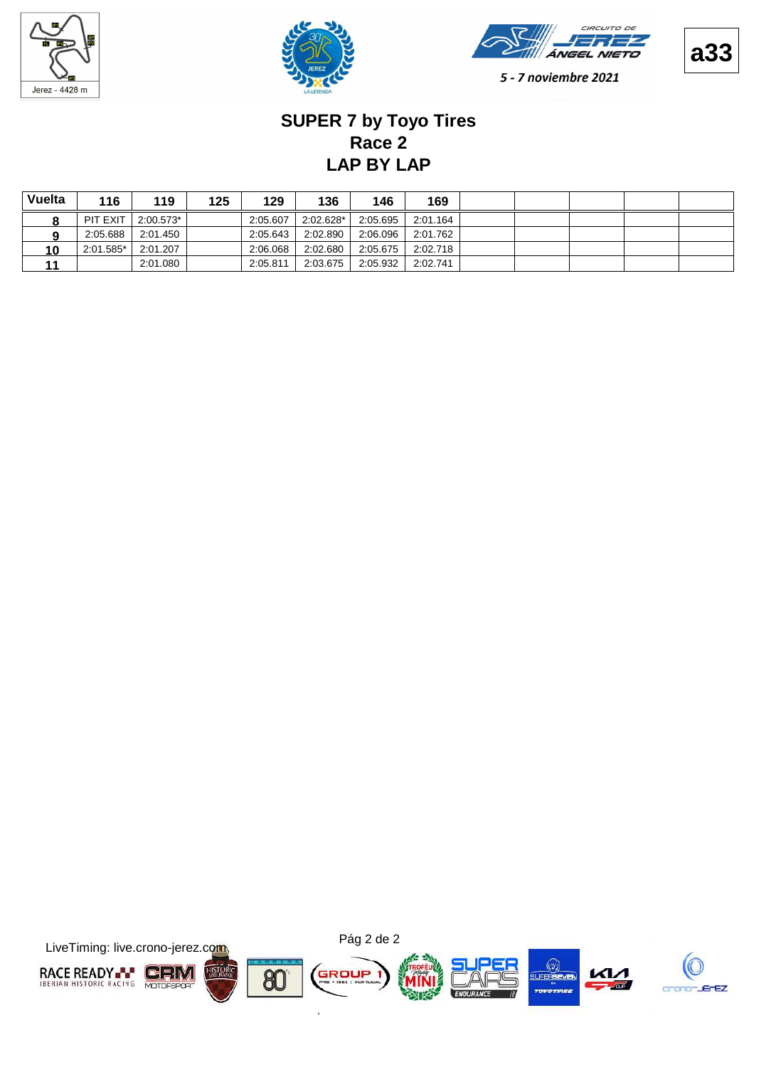a33

5 - 7 noviembre 2021

# SUPER 7 by Toyo Tires
## Race 2
## LAP BY LAP

| Vuelta | 116 | 119 | 125 | 129 | 136 | 146 | 169 | | | | | |
|---|---|---|---|---|---|---|---|---|---|---|---|---|
| 8 | PIT EXIT | 2:00.573* | | 2:05.607 | 2:02.628* | 2:05.695 | 2:01.164 | | | | | |
| 9 | 2:05.688 | 2:01.450 | | 2:05.643 | 2:02.890 | 2:06.096 | 2:01.762 | | | | | |
| 10 | 2:01.585* | 2:01.207 | | 2:06.068 | 2:02.680 | 2:05.675 | 2:02.718 | | | | | |
| 11 | | 2:01.080 | | 2:05.811 | 2:03.675 | 2:05.932 | 2:02.741 | | | | | |

LiveTiming: live.crono-jerez.com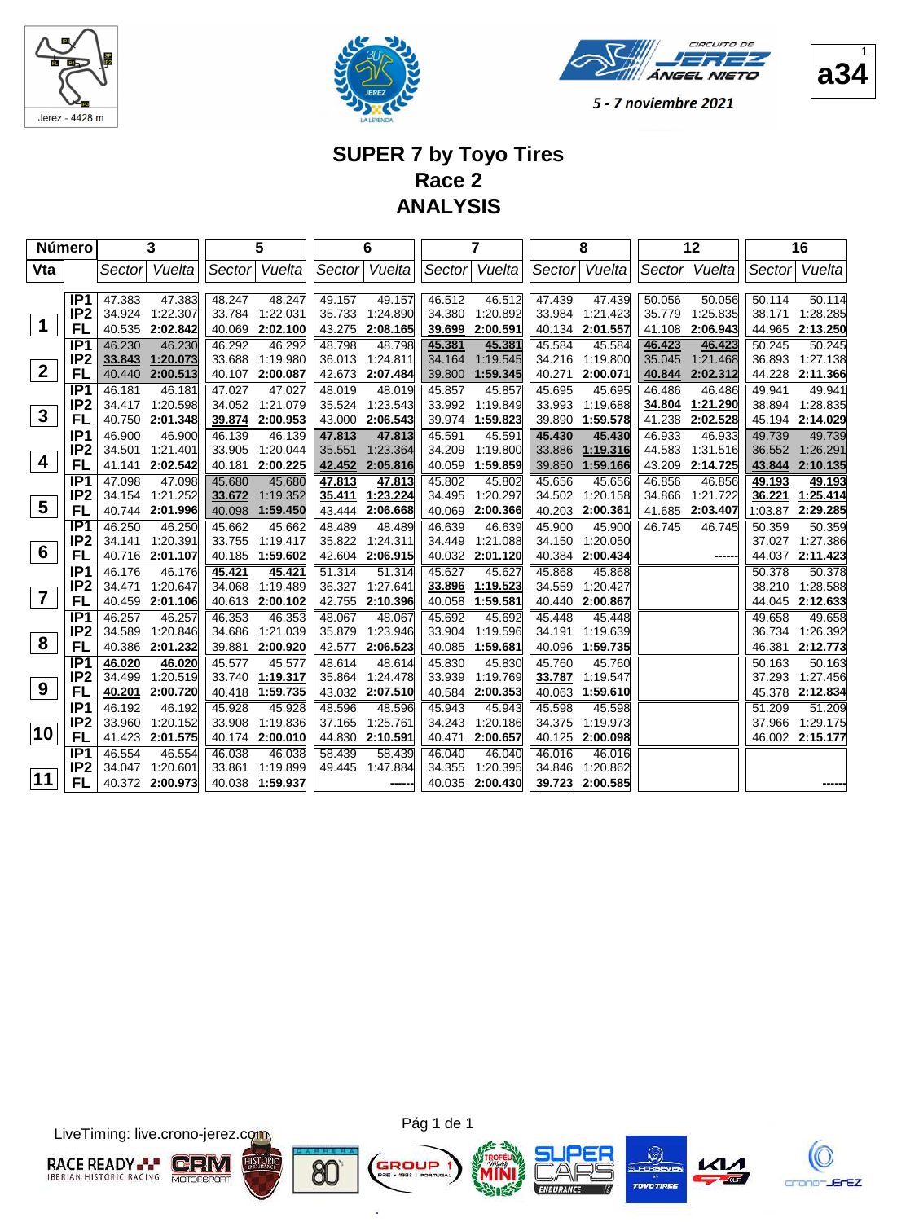Jerez - 4428 m

CIRCUITO DE JEREZ ÁNGEL NIETO

5 - 7 noviembre 2021

a34

# SUPER 7 by Toyo Tires
## Race 2
## ANALYSIS

| Número | | 3 | | 5 | | 6 | | 7 | | 8 | | 12 | | 16 | |
|---|---|---|---|---|---|---|---|---|---|---|---|---|---|---|---|
| Vta | | Sector | Vuelta | Sector | Vuelta | Sector | Vuelta | Sector | Vuelta | Sector | Vuelta | Sector | Vuelta | Sector | Vuelta |
| 1 | IP1 | 47.383 | 47.383 | 48.247 | 48.247 | 49.157 | 49.157 | 46.512 | 46.512 | 47.439 | 47.439 | 50.056 | 50.056 | 50.114 | 50.114 |
| | IP2 | 34.924 | 1:22.307 | 33.784 | 1:22.031 | 35.733 | 1:24.890 | 34.380 | 1:20.892 | 33.984 | 1:21.423 | 35.779 | 1:25.835 | 38.171 | 1:28.285 |
| | FL | 40.535 | **2:02.842** | 40.069 | **2:02.100** | 43.275 | **2:08.165** | 39.699 | **2:00.591** | 40.134 | **2:01.557** | 41.108 | **2:06.943** | 44.965 | **2:13.250** |
| 2 | IP1 | 46.230 | 46.230 | 46.292 | 46.292 | 48.798 | 48.798 | 45.381 | 45.381 | 45.584 | 45.584 | 46.423 | 46.423 | 50.245 | 50.245 |
| | IP2 | 33.843 | 1:20.073 | 33.688 | 1:19.980 | 36.013 | 1:24.811 | 34.164 | 1:19.545 | 34.216 | 1:19.800 | 35.045 | 1:21.468 | 36.893 | 1:27.138 |
| | FL | 40.440 | **2:00.513** | 40.107 | **2:00.087** | 42.673 | **2:07.484** | 39.800 | **1:59.345** | 40.271 | **2:00.071** | 40.844 | **2:02.312** | 44.228 | **2:11.366** |
| 3 | IP1 | 46.181 | 46.181 | 47.027 | 47.027 | 48.019 | 48.019 | 45.857 | 45.857 | 45.695 | 45.695 | 46.486 | 46.486 | 49.941 | 49.941 |
| | IP2 | 34.417 | 1:20.598 | 34.052 | 1:21.079 | 35.524 | 1:23.543 | 33.992 | 1:19.849 | 33.993 | 1:19.688 | 34.804 | 1:21.290 | 38.894 | 1:28.835 |
| | FL | 40.750 | **2:01.348** | 39.874 | **2:00.953** | 43.000 | **2:06.543** | 39.974 | **1:59.823** | 39.890 | **1:59.578** | 41.238 | **2:02.528** | 45.194 | **2:14.029** |
| 4 | IP1 | 46.900 | 46.900 | 46.139 | 46.139 | 47.813 | 47.813 | 45.591 | 45.591 | 45.430 | 45.430 | 46.933 | 46.933 | 49.739 | 49.739 |
| | IP2 | 34.501 | 1:21.401 | 33.905 | 1:20.044 | 35.551 | 1:23.364 | 34.209 | 1:19.800 | 33.886 | 1:19.316 | 44.583 | 1:31.516 | 36.552 | 1:26.291 |
| | FL | 41.141 | **2:02.542** | 40.181 | **2:00.225** | 42.452 | **2:05.816** | 40.059 | **1:59.859** | 39.850 | **1:59.166** | 43.209 | **2:14.725** | 43.844 | **2:10.135** |
| 5 | IP1 | 47.098 | 47.098 | 45.680 | 45.680 | 47.813 | 47.813 | 45.802 | 45.802 | 45.656 | 45.656 | 46.856 | 46.856 | 49.193 | 49.193 |
| | IP2 | 34.154 | 1:21.252 | 33.672 | 1:19.352 | 35.411 | 1:23.224 | 34.495 | 1:20.297 | 34.502 | 1:20.158 | 34.866 | 1:21.722 | 36.221 | 1:25.414 |
| | FL | 40.744 | **2:01.996** | 40.098 | **1:59.450** | 43.444 | **2:06.668** | 40.069 | **2:00.366** | 40.203 | **2:00.361** | 41.685 | **2:03.407** | 1:03.87 | **2:29.285** |
| 6 | IP1 | 46.250 | 46.250 | 45.662 | 45.662 | 48.489 | 48.489 | 46.639 | 46.639 | 45.900 | 45.900 | 46.745 | 46.745 | 50.359 | 50.359 |
| | IP2 | 34.141 | 1:20.391 | 33.755 | 1:19.417 | 35.822 | 1:24.311 | 34.449 | 1:21.088 | 34.150 | 1:20.050 | | | 37.027 | 1:27.386 |
| | FL | 40.716 | **2:01.107** | 40.185 | **1:59.602** | 42.604 | **2:06.915** | 40.032 | **2:01.120** | 40.384 | **2:00.434** | | ------ | 44.037 | **2:11.423** |
| 7 | IP1 | 46.176 | 46.176 | 45.421 | 45.421 | 51.314 | 51.314 | 45.627 | 45.627 | 45.868 | 45.868 | | | 50.378 | 50.378 |
| | IP2 | 34.471 | 1:20.647 | 34.068 | 1:19.489 | 36.327 | 1:27.641 | 33.896 | 1:19.523 | 34.559 | 1:20.427 | | | 38.210 | 1:28.588 |
| | FL | 40.459 | **2:01.106** | 40.613 | **2:00.102** | 42.755 | **2:10.396** | 40.058 | **1:59.581** | 40.440 | **2:00.867** | | | 44.045 | **2:12.633** |
| 8 | IP1 | 46.257 | 46.257 | 46.353 | 46.353 | 48.067 | 48.067 | 45.692 | 45.692 | 45.448 | 45.448 | | | 49.658 | 49.658 |
| | IP2 | 34.589 | 1:20.846 | 34.686 | 1:21.039 | 35.879 | 1:23.946 | 33.904 | 1:19.596 | 34.191 | 1:19.639 | | | 36.734 | 1:26.392 |
| | FL | 40.386 | **2:01.232** | 39.881 | **2:00.920** | 42.577 | **2:06.523** | 40.085 | **1:59.681** | 40.096 | **1:59.735** | | | 46.381 | **2:12.773** |
| 9 | IP1 | 46.020 | 46.020 | 45.577 | 45.577 | 48.614 | 48.614 | 45.830 | 45.830 | 45.760 | 45.760 | | | 50.163 | 50.163 |
| | IP2 | 34.499 | 1:20.519 | 33.740 | 1:19.317 | 35.864 | 1:24.478 | 33.939 | 1:19.769 | 33.787 | 1:19.547 | | | 37.293 | 1:27.456 |
| | FL | 40.201 | **2:00.720** | 40.418 | **1:59.735** | 43.032 | **2:07.510** | 40.584 | **2:00.353** | 40.063 | **1:59.610** | | | 45.378 | **2:12.834** |
| 10 | IP1 | 46.192 | 46.192 | 45.928 | 45.928 | 48.596 | 48.596 | 45.943 | 45.943 | 45.598 | 45.598 | | | 51.209 | 51.209 |
| | IP2 | 33.960 | 1:20.152 | 33.908 | 1:19.836 | 37.165 | 1:25.761 | 34.243 | 1:20.186 | 34.375 | 1:19.973 | | | 37.966 | 1:29.175 |
| | FL | 41.423 | **2:01.575** | 40.174 | **2:00.010** | 44.830 | **2:10.591** | 40.471 | **2:00.657** | 40.125 | **2:00.098** | | | 46.002 | **2:15.177** |
| 11 | IP1 | 46.554 | 46.554 | 46.038 | 46.038 | 58.439 | 58.439 | 46.040 | 46.040 | 46.016 | 46.016 | | | | |
| | IP2 | 34.047 | 1:20.601 | 33.861 | 1:19.899 | 49.445 | 1:47.884 | 34.355 | 1:20.395 | 34.846 | 1:20.862 | | | | |
| | FL | 40.372 | **2:00.973** | 40.038 | **1:59.937** | | ------ | 40.035 | **2:00.430** | 39.723 | **2:00.585** | | | | ------ |

LiveTiming: live.crono-jerez.com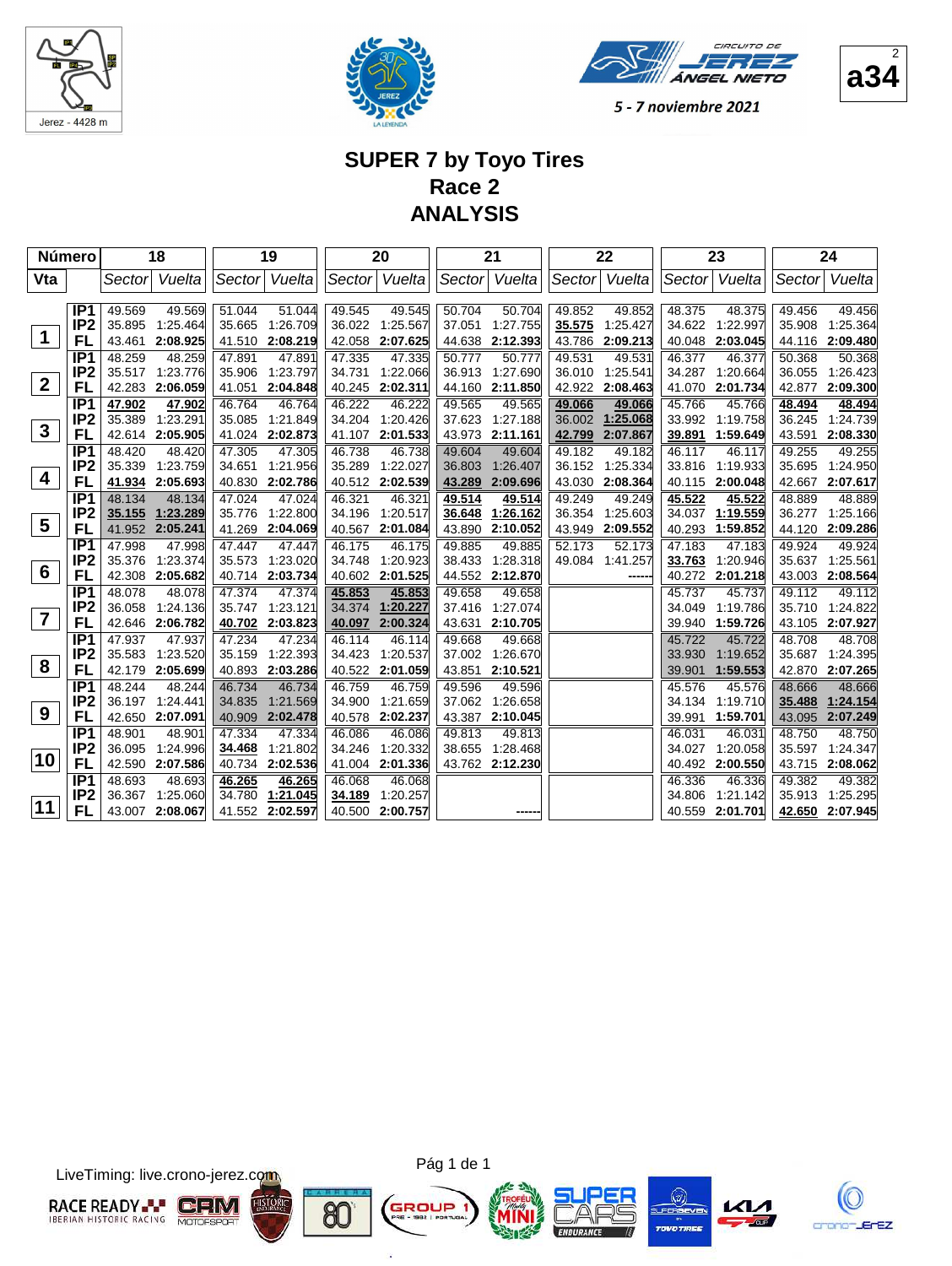Jerez - 4428 m

CIRCUITO DE JEREZ ÁNGEL NIETO

5 - 7 noviembre 2021

a34

# SUPER 7 by Toyo Tires
## Race 2
## ANALYSIS

| Número | | 18 | | 19 | | 20 | | 21 | | 22 | | 23 | | 24 | |
|---|---|---|---|---|---|---|---|---|---|---|---|---|---|---|---|
| Vta | | Sector | Vuelta | Sector | Vuelta | Sector | Vuelta | Sector | Vuelta | Sector | Vuelta | Sector | Vuelta | Sector | Vuelta |
| 1 | IP1 | 49.569 | 49.569 | 51.044 | 51.044 | 49.545 | 49.545 | 50.704 | 50.704 | 49.852 | 49.852 | 48.375 | 48.375 | 49.456 | 49.456 |
| | IP2 | 35.895 | 1:25.464 | 35.665 | 1:26.709 | 36.022 | 1:25.567 | 37.051 | 1:27.755 | 35.575 | 1:25.427 | 34.622 | 1:22.997 | 35.908 | 1:25.364 |
| | FL | 43.461 | 2:08.925 | 41.510 | 2:08.219 | 42.058 | 2:07.625 | 44.638 | 2:12.393 | 43.786 | 2:09.213 | 40.048 | 2:03.045 | 44.116 | 2:09.480 |
| 2 | IP1 | 48.259 | 48.259 | 47.891 | 47.891 | 47.335 | 47.335 | 50.777 | 50.777 | 49.531 | 49.531 | 46.377 | 46.377 | 50.368 | 50.368 |
| | IP2 | 35.517 | 1:23.776 | 35.906 | 1:23.797 | 34.731 | 1:22.066 | 36.913 | 1:27.690 | 36.010 | 1:25.541 | 34.287 | 1:20.664 | 36.055 | 1:26.423 |
| | FL | 42.283 | 2:06.059 | 41.051 | 2:04.848 | 40.245 | 2:02.311 | 44.160 | 2:11.850 | 42.922 | 2:08.463 | 41.070 | 2:01.734 | 42.877 | 2:09.300 |
| 3 | IP1 | 47.902 | 47.902 | 46.764 | 46.764 | 46.222 | 46.222 | 49.565 | 49.565 | 49.066 | 49.066 | 45.766 | 45.766 | 48.494 | 48.494 |
| | IP2 | 35.389 | 1:23.291 | 35.085 | 1:21.849 | 34.204 | 1:20.426 | 37.623 | 1:27.188 | 36.002 | 1:25.068 | 33.992 | 1:19.758 | 36.245 | 1:24.739 |
| | FL | 42.614 | 2:05.905 | 41.024 | 2:02.873 | 41.107 | 2:01.533 | 43.973 | 2:11.161 | 42.799 | 2:07.867 | 39.891 | 1:59.649 | 43.591 | 2:08.330 |
| 4 | IP1 | 48.420 | 48.420 | 47.305 | 47.305 | 46.738 | 46.738 | 49.604 | 49.604 | 49.182 | 49.182 | 46.117 | 46.117 | 49.255 | 49.255 |
| | IP2 | 35.339 | 1:23.759 | 34.651 | 1:21.956 | 35.289 | 1:22.027 | 36.803 | 1:26.407 | 36.152 | 1:25.334 | 33.816 | 1:19.933 | 35.695 | 1:24.950 |
| | FL | 41.934 | 2:05.693 | 40.830 | 2:02.786 | 40.512 | 2:02.539 | 43.289 | 2:09.696 | 43.030 | 2:08.364 | 40.115 | 2:00.048 | 42.667 | 2:07.617 |
| 5 | IP1 | 48.134 | 48.134 | 47.024 | 47.024 | 46.321 | 46.321 | 49.514 | 49.514 | 49.249 | 49.249 | 45.522 | 45.522 | 48.889 | 48.889 |
| | IP2 | 35.155 | 1:23.289 | 35.776 | 1:22.800 | 34.196 | 1:20.517 | 36.648 | 1:26.162 | 36.354 | 1:25.603 | 34.037 | 1:19.559 | 36.277 | 1:25.166 |
| | FL | 41.952 | 2:05.241 | 41.269 | 2:04.069 | 40.567 | 2:01.084 | 43.890 | 2:10.052 | 43.949 | 2:09.552 | 40.293 | 1:59.852 | 44.120 | 2:09.286 |
| 6 | IP1 | 47.998 | 47.998 | 47.447 | 47.447 | 46.175 | 46.175 | 49.885 | 49.885 | 52.173 | 52.173 | 47.183 | 47.183 | 49.924 | 49.924 |
| | IP2 | 35.376 | 1:23.374 | 35.573 | 1:23.020 | 34.748 | 1:20.923 | 38.433 | 1:28.318 | 49.084 | 1:41.257 | 33.763 | 1:20.946 | 35.637 | 1:25.561 |
| | FL | 42.308 | 2:05.682 | 40.714 | 2:03.734 | 40.602 | 2:01.525 | 44.552 | 2:12.870 | | ------ | 40.272 | 2:01.218 | 43.003 | 2:08.564 |
| 7 | IP1 | 48.078 | 48.078 | 47.374 | 47.374 | 45.853 | 45.853 | 49.658 | 49.658 | | | 45.737 | 45.737 | 49.112 | 49.112 |
| | IP2 | 36.058 | 1:24.136 | 35.747 | 1:23.121 | 34.374 | 1:20.227 | 37.416 | 1:27.074 | | | 34.049 | 1:19.786 | 35.710 | 1:24.822 |
| | FL | 42.646 | 2:06.782 | 40.702 | 2:03.823 | 40.097 | 2:00.324 | 43.631 | 2:10.705 | | | 39.940 | 1:59.726 | 43.105 | 2:07.927 |
| 8 | IP1 | 47.937 | 47.937 | 47.234 | 47.234 | 46.114 | 46.114 | 49.668 | 49.668 | | | 45.722 | 45.722 | 48.708 | 48.708 |
| | IP2 | 35.583 | 1:23.520 | 35.159 | 1:22.393 | 34.423 | 1:20.537 | 37.002 | 1:26.670 | | | 33.930 | 1:19.652 | 35.687 | 1:24.395 |
| | FL | 42.179 | 2:05.699 | 40.893 | 2:03.286 | 40.522 | 2:01.059 | 43.851 | 2:10.521 | | | 39.901 | 1:59.553 | 42.870 | 2:07.265 |
| 9 | IP1 | 48.244 | 48.244 | 46.734 | 46.734 | 46.759 | 46.759 | 49.596 | 49.596 | | | 45.576 | 45.576 | 48.666 | 48.666 |
| | IP2 | 36.197 | 1:24.441 | 34.835 | 1:21.569 | 34.900 | 1:21.659 | 37.062 | 1:26.658 | | | 34.134 | 1:19.710 | 35.488 | 1:24.154 |
| | FL | 42.650 | 2:07.091 | 40.909 | 2:02.478 | 40.578 | 2:02.237 | 43.387 | 2:10.045 | | | 39.991 | 1:59.701 | 43.095 | 2:07.249 |
| 10 | IP1 | 48.901 | 48.901 | 47.334 | 47.334 | 46.086 | 46.086 | 49.813 | 49.813 | | | 46.031 | 46.031 | 48.750 | 48.750 |
| | IP2 | 36.095 | 1:24.996 | 34.468 | 1:21.802 | 34.246 | 1:20.332 | 38.655 | 1:28.468 | | | 34.027 | 1:20.058 | 35.597 | 1:24.347 |
| | FL | 42.590 | 2:07.586 | 40.734 | 2:02.536 | 41.004 | 2:01.336 | 43.762 | 2:12.230 | | | 40.492 | 2:00.550 | 43.715 | 2:08.062 |
| 11 | IP1 | 48.693 | 48.693 | 46.265 | 46.265 | 46.068 | 46.068 | | | | | 46.336 | 46.336 | 49.382 | 49.382 |
| | IP2 | 36.367 | 1:25.060 | 34.780 | 1:21.045 | 34.189 | 1:20.257 | | | | | 34.806 | 1:21.142 | 35.913 | 1:25.295 |
| | FL | 43.007 | 2:08.067 | 41.552 | 2:02.597 | 40.500 | 2:00.757 | | ------ | | | 40.559 | 2:01.701 | 42.650 | 2:07.945 |

LiveTiming: live.crono-jerez.com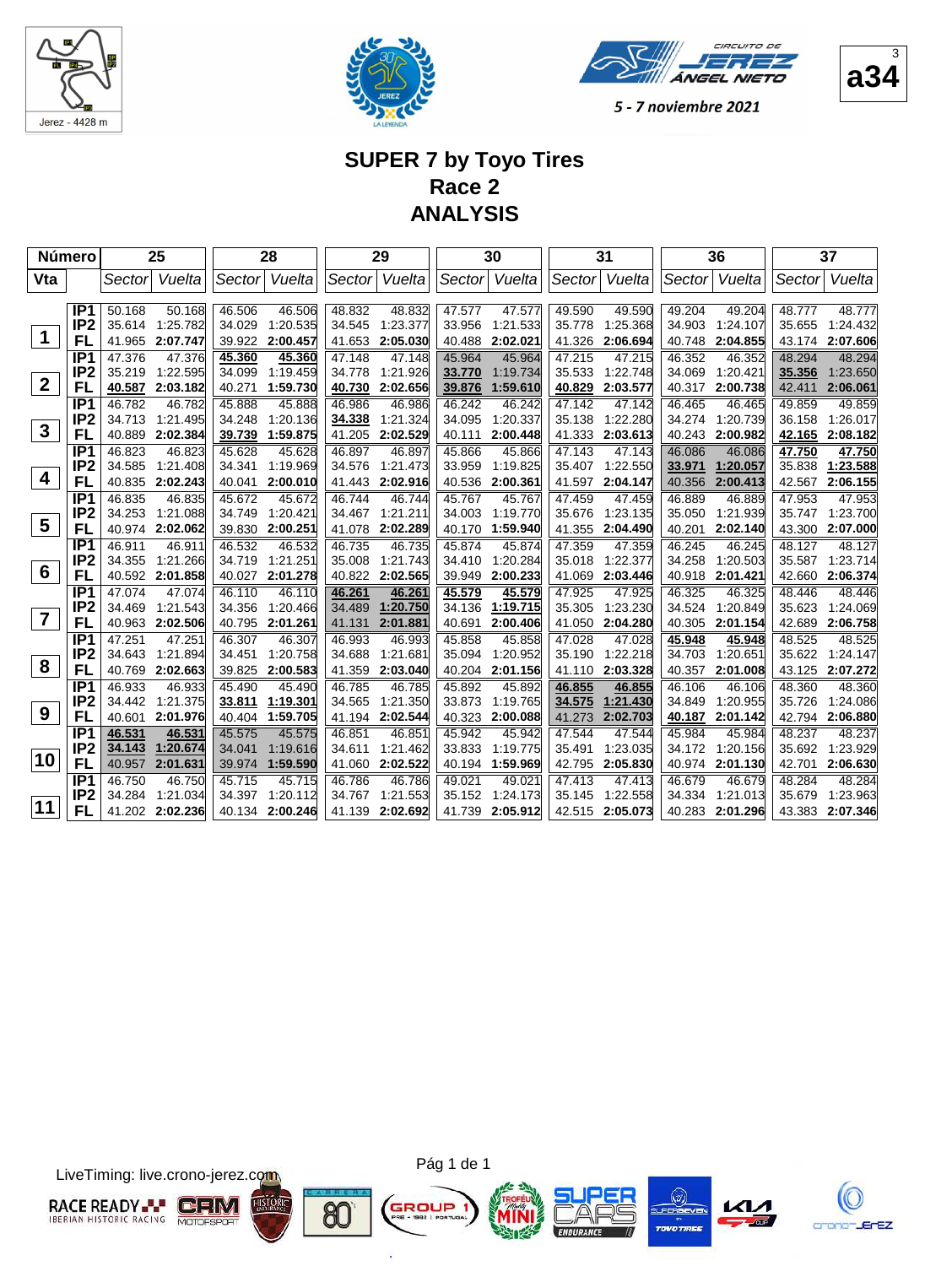Jerez - 4428 m

CIRCUITO DE JEREZ ÁNGEL NIETO

5 - 7 noviembre 2021

a34

# SUPER 7 by Toyo Tires
## Race 2
## ANALYSIS

| Número | | 25 | | 28 | | 29 | | 30 | | 31 | | 36 | | 37 | |
|---|---|---|---|---|---|---|---|---|---|---|---|---|---|---|---|
| Vta | | Sector | Vuelta | Sector | Vuelta | Sector | Vuelta | Sector | Vuelta | Sector | Vuelta | Sector | Vuelta | Sector | Vuelta |
| 1 | IP1 | 50.168 | 50.168 | 46.506 | 46.506 | 48.832 | 48.832 | 47.577 | 47.577 | 49.590 | 49.590 | 49.204 | 49.204 | 48.777 | 48.777 |
| | IP2 | 35.614 | 1:25.782 | 34.029 | 1:20.535 | 34.545 | 1:23.377 | 33.956 | 1:21.533 | 35.778 | 1:25.368 | 34.903 | 1:24.107 | 35.655 | 1:24.432 |
| | FL | 41.965 | **2:07.747** | 39.922 | **2:00.457** | 41.653 | **2:05.030** | 40.488 | **2:02.021** | 41.326 | **2:06.694** | 40.748 | **2:04.855** | 43.174 | **2:07.606** |
| 2 | IP1 | 47.376 | 47.376 | 45.360 | 45.360 | 47.148 | 47.148 | 45.964 | 45.964 | 47.215 | 47.215 | 46.352 | 46.352 | 48.294 | 48.294 |
| | IP2 | 35.219 | 1:22.595 | 34.099 | 1:19.459 | 34.778 | 1:21.926 | 33.770 | 1:19.734 | 35.533 | 1:22.748 | 34.069 | 1:20.421 | 35.356 | 1:23.650 |
| | FL | 40.587 | **2:03.182** | 40.271 | **1:59.730** | 40.730 | **2:02.656** | 39.876 | **1:59.610** | 40.829 | **2:03.577** | 40.317 | **2:00.738** | 42.411 | **2:06.061** |
| 3 | IP1 | 46.782 | 46.782 | 45.888 | 45.888 | 46.986 | 46.986 | 46.242 | 46.242 | 47.142 | 47.142 | 46.465 | 46.465 | 49.859 | 49.859 |
| | IP2 | 34.713 | 1:21.495 | 34.248 | 1:20.136 | 34.338 | 1:21.324 | 34.095 | 1:20.337 | 35.138 | 1:22.280 | 34.274 | 1:20.739 | 36.158 | 1:26.017 |
| | FL | 40.889 | **2:02.384** | 39.739 | **1:59.875** | 41.205 | **2:02.529** | 40.111 | **2:00.448** | 41.333 | **2:03.613** | 40.243 | **2:00.982** | 42.165 | **2:08.182** |
| 4 | IP1 | 46.823 | 46.823 | 45.628 | 45.628 | 46.897 | 46.897 | 45.866 | 45.866 | 47.143 | 47.143 | 46.086 | 46.086 | 47.750 | 47.750 |
| | IP2 | 34.585 | 1:21.408 | 34.341 | 1:19.969 | 34.576 | 1:21.473 | 33.959 | 1:19.825 | 35.407 | 1:22.550 | 33.971 | 1:20.057 | 35.838 | 1:23.588 |
| | FL | 40.835 | **2:02.243** | 40.041 | **2:00.010** | 41.443 | **2:02.916** | 40.536 | **2:00.361** | 41.597 | **2:04.147** | 40.356 | **2:00.413** | 42.567 | **2:06.155** |
| 5 | IP1 | 46.835 | 46.835 | 45.672 | 45.672 | 46.744 | 46.744 | 45.767 | 45.767 | 47.459 | 47.459 | 46.889 | 46.889 | 47.953 | 47.953 |
| | IP2 | 34.253 | 1:21.088 | 34.749 | 1:20.421 | 34.467 | 1:21.211 | 34.003 | 1:19.770 | 35.676 | 1:23.135 | 35.050 | 1:21.939 | 35.747 | 1:23.700 |
| | FL | 40.974 | **2:02.062** | 39.830 | **2:00.251** | 41.078 | **2:02.289** | 40.170 | **1:59.940** | 41.355 | **2:04.490** | 40.201 | **2:02.140** | 43.300 | **2:07.000** |
| 6 | IP1 | 46.911 | 46.911 | 46.532 | 46.532 | 46.735 | 46.735 | 45.874 | 45.874 | 47.359 | 47.359 | 46.245 | 46.245 | 48.127 | 48.127 |
| | IP2 | 34.355 | 1:21.266 | 34.719 | 1:21.251 | 35.008 | 1:21.743 | 34.410 | 1:20.284 | 35.018 | 1:22.377 | 34.258 | 1:20.503 | 35.587 | 1:23.714 |
| | FL | 40.592 | **2:01.858** | 40.027 | **2:01.278** | 40.822 | **2:02.565** | 39.949 | **2:00.233** | 41.069 | **2:03.446** | 40.918 | **2:01.421** | 42.660 | **2:06.374** |
| 7 | IP1 | 47.074 | 47.074 | 46.110 | 46.110 | 46.261 | 46.261 | 45.579 | 45.579 | 47.925 | 47.925 | 46.325 | 46.325 | 48.446 | 48.446 |
| | IP2 | 34.469 | 1:21.543 | 34.356 | 1:20.466 | 34.489 | 1:20.750 | 34.136 | 1:19.715 | 35.305 | 1:23.230 | 34.524 | 1:20.849 | 35.623 | 1:24.069 |
| | FL | 40.963 | **2:02.506** | 40.795 | **2:01.261** | 41.131 | **2:01.881** | 40.691 | **2:00.406** | 41.050 | **2:04.280** | 40.305 | **2:01.154** | 42.689 | **2:06.758** |
| 8 | IP1 | 47.251 | 47.251 | 46.307 | 46.307 | 46.993 | 46.993 | 45.858 | 45.858 | 47.028 | 47.028 | 45.948 | 45.948 | 48.525 | 48.525 |
| | IP2 | 34.643 | 1:21.894 | 34.451 | 1:20.758 | 34.688 | 1:21.681 | 35.094 | 1:20.952 | 35.190 | 1:22.218 | 34.703 | 1:20.651 | 35.622 | 1:24.147 |
| | FL | 40.769 | **2:02.663** | 39.825 | **2:00.583** | 41.359 | **2:03.040** | 40.204 | **2:01.156** | 41.110 | **2:03.328** | 40.357 | **2:01.008** | 43.125 | **2:07.272** |
| 9 | IP1 | 46.933 | 46.933 | 45.490 | 45.490 | 46.785 | 46.785 | 45.892 | 45.892 | 46.855 | 46.855 | 46.106 | 46.106 | 48.360 | 48.360 |
| | IP2 | 34.442 | 1:21.375 | 33.811 | 1:19.301 | 34.565 | 1:21.350 | 33.873 | 1:19.765 | 34.575 | 1:21.430 | 34.849 | 1:20.955 | 35.726 | 1:24.086 |
| | FL | 40.601 | **2:01.976** | 40.404 | **1:59.705** | 41.194 | **2:02.544** | 40.323 | **2:00.088** | 41.273 | **2:02.703** | 40.187 | **2:01.142** | 42.794 | **2:06.880** |
| 10 | IP1 | 46.531 | 46.531 | 45.575 | 45.575 | 46.851 | 46.851 | 45.942 | 45.942 | 47.544 | 47.544 | 45.984 | 45.984 | 48.237 | 48.237 |
| | IP2 | 34.143 | 1:20.674 | 34.041 | 1:19.616 | 34.611 | 1:21.462 | 33.833 | 1:19.775 | 35.491 | 1:23.035 | 34.172 | 1:20.156 | 35.692 | 1:23.929 |
| | FL | 40.957 | **2:01.631** | 39.974 | **1:59.590** | 41.060 | **2:02.522** | 40.194 | **1:59.969** | 42.795 | **2:05.830** | 40.974 | **2:01.130** | 42.701 | **2:06.630** |
| 11 | IP1 | 46.750 | 46.750 | 45.715 | 45.715 | 46.786 | 46.786 | 49.021 | 49.021 | 47.413 | 47.413 | 46.679 | 46.679 | 48.284 | 48.284 |
| | IP2 | 34.284 | 1:21.034 | 34.397 | 1:20.112 | 34.767 | 1:21.553 | 35.152 | 1:24.173 | 35.145 | 1:22.558 | 34.334 | 1:21.013 | 35.679 | 1:23.963 |
| | FL | 41.202 | **2:02.236** | 40.134 | **2:00.246** | 41.139 | **2:02.692** | 41.739 | **2:05.912** | 42.515 | **2:05.073** | 40.283 | **2:01.296** | 43.383 | **2:07.346** |

LiveTiming: live.crono-jerez.com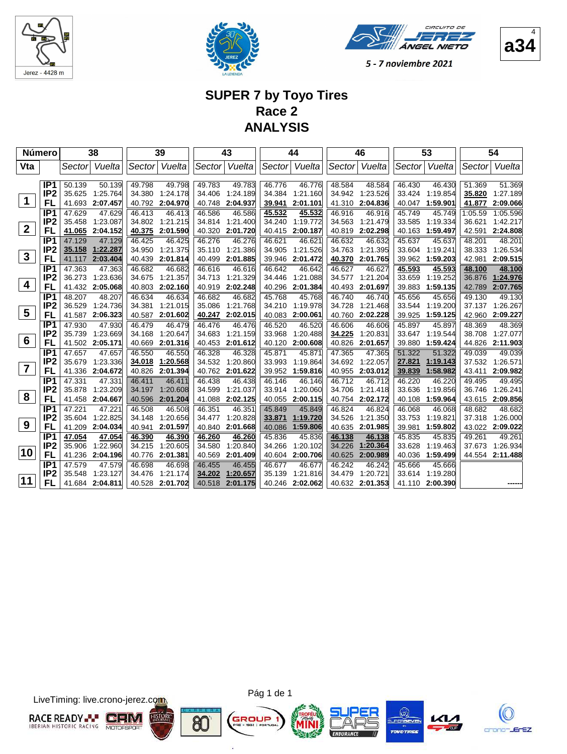5 - 7 noviembre 2021

a34

# SUPER 7 by Toyo Tires
## Race 2
## ANALYSIS

| Número | | 38 | | 39 | | 43 | | 44 | | 46 | | 53 | | 54 | |
|---|---|---|---|---|---|---|---|---|---|---|---|---|---|---|---|
| Vta | | Sector | Vuelta | Sector | Vuelta | Sector | Vuelta | Sector | Vuelta | Sector | Vuelta | Sector | Vuelta | Sector | Vuelta |
| 1 | IP1 | 50.139 | 50.139 | 49.798 | 49.798 | 49.783 | 49.783 | 46.776 | 46.776 | 48.584 | 48.584 | 46.430 | 46.430 | 51.369 | 51.369 |
| | IP2 | 35.625 | 1:25.764 | 34.380 | 1:24.178 | 34.406 | 1:24.189 | 34.384 | 1:21.160 | 34.942 | 1:23.526 | 33.424 | 1:19.854 | **35.820** | 1:27.189 |
| | FL | 41.693 | **2:07.457** | 40.792 | **2:04.970** | 40.748 | **2:04.937** | **39.941** | **2:01.101** | 41.310 | **2:04.836** | 40.047 | **1:59.901** | **41.877** | **2:09.066** |
| 2 | IP1 | 47.629 | 47.629 | 46.413 | 46.413 | 46.586 | 46.586 | **45.532** | **45.532** | 46.916 | 46.916 | 45.749 | 45.749 | 1:05.59 | 1:05.596 |
| | IP2 | 35.458 | 1:23.087 | 34.802 | 1:21.215 | 34.814 | 1:21.400 | 34.240 | 1:19.772 | 34.563 | 1:21.479 | 33.585 | 1:19.334 | 36.621 | 1:42.217 |
| | FL | **41.065** | **2:04.152** | **40.375** | **2:01.590** | 40.320 | **2:01.720** | 40.415 | **2:00.187** | 40.819 | **2:02.298** | 40.163 | **1:59.497** | 42.591 | **2:24.808** |
| 3 | IP1 | 47.129 | 47.129 | 46.425 | 46.425 | 46.276 | 46.276 | 46.621 | 46.621 | 46.632 | 46.632 | 45.637 | 45.637 | 48.201 | 48.201 |
| | IP2 | **35.158** | **1:22.287** | 34.950 | 1:21.375 | 35.110 | 1:21.386 | 34.905 | 1:21.526 | 34.763 | 1:21.395 | 33.604 | 1:19.241 | 38.333 | 1:26.534 |
| | FL | 41.117 | **2:03.404** | 40.439 | **2:01.814** | 40.499 | **2:01.885** | 39.946 | **2:01.472** | **40.370** | **2:01.765** | 39.962 | **1:59.203** | 42.981 | **2:09.515** |
| 4 | IP1 | 47.363 | 47.363 | 46.682 | 46.682 | 46.616 | 46.616 | 46.642 | 46.642 | 46.627 | 46.627 | **45.593** | **45.593** | **48.100** | **48.100** |
| | IP2 | 36.273 | 1:23.636 | 34.675 | 1:21.357 | 34.713 | 1:21.329 | 34.446 | 1:21.088 | 34.577 | 1:21.204 | 33.659 | 1:19.252 | 36.876 | **1:24.976** |
| | FL | 41.432 | **2:05.068** | 40.803 | **2:02.160** | 40.919 | **2:02.248** | 40.296 | **2:01.384** | 40.493 | **2:01.697** | 39.883 | **1:59.135** | 42.789 | **2:07.765** |
| 5 | IP1 | 48.207 | 48.207 | 46.634 | 46.634 | 46.682 | 46.682 | 45.768 | 45.768 | 46.740 | 46.740 | 45.656 | 45.656 | 49.130 | 49.130 |
| | IP2 | 36.529 | 1:24.736 | 34.381 | 1:21.015 | 35.086 | 1:21.768 | 34.210 | 1:19.978 | 34.728 | 1:21.468 | 33.544 | 1:19.200 | 37.137 | 1:26.267 |
| | FL | 41.587 | **2:06.323** | 40.587 | **2:01.602** | **40.247** | **2:02.015** | 40.083 | **2:00.061** | 40.760 | **2:02.228** | 39.925 | **1:59.125** | 42.960 | **2:09.227** |
| 6 | IP1 | 47.930 | 47.930 | 46.479 | 46.479 | 46.476 | 46.476 | 46.520 | 46.520 | 46.606 | 46.606 | 45.897 | 45.897 | 48.369 | 48.369 |
| | IP2 | 35.739 | 1:23.669 | 34.168 | 1:20.647 | 34.683 | 1:21.159 | 33.968 | 1:20.488 | **34.225** | 1:20.831 | 33.647 | 1:19.544 | 38.708 | 1:27.077 |
| | FL | 41.502 | **2:05.171** | 40.669 | **2:01.316** | 40.453 | **2:01.612** | 40.120 | **2:00.608** | 40.826 | **2:01.657** | 39.880 | **1:59.424** | 44.826 | **2:11.903** |
| 7 | IP1 | 47.657 | 47.657 | 46.550 | 46.550 | 46.328 | 46.328 | 45.871 | 45.871 | 47.365 | 47.365 | 51.322 | 51.322 | 49.039 | 49.039 |
| | IP2 | 35.679 | 1:23.336 | **34.018** | **1:20.568** | 34.532 | 1:20.860 | 33.993 | 1:19.864 | 34.692 | 1:22.057 | **27.821** | **1:19.143** | 37.532 | 1:26.571 |
| | FL | 41.336 | **2:04.672** | 40.826 | **2:01.394** | 40.762 | **2:01.622** | 39.952 | **1:59.816** | 40.955 | **2:03.012** | **39.839** | **1:58.982** | 43.411 | **2:09.982** |
| 8 | IP1 | 47.331 | 47.331 | 46.411 | 46.411 | 46.438 | 46.438 | 46.146 | 46.146 | 46.712 | 46.712 | 46.220 | 46.220 | 49.495 | 49.495 |
| | IP2 | 35.878 | 1:23.209 | 34.197 | 1:20.608 | 34.599 | 1:21.037 | 33.914 | 1:20.060 | 34.706 | 1:21.418 | 33.636 | 1:19.856 | 36.746 | 1:26.241 |
| | FL | 41.458 | **2:04.667** | 40.596 | **2:01.204** | 41.088 | **2:02.125** | 40.055 | **2:00.115** | 40.754 | **2:02.172** | 40.108 | **1:59.964** | 43.615 | **2:09.856** |
| 9 | IP1 | 47.221 | 47.221 | 46.508 | 46.508 | 46.351 | 46.351 | 45.849 | 45.849 | 46.824 | 46.824 | 46.068 | 46.068 | 48.682 | 48.682 |
| | IP2 | 35.604 | 1:22.825 | 34.148 | 1:20.656 | 34.477 | 1:20.828 | **33.871** | **1:19.720** | 34.526 | 1:21.350 | 33.753 | 1:19.821 | 37.318 | 1:26.000 |
| | FL | 41.209 | **2:04.034** | 40.941 | **2:01.597** | 40.840 | **2:01.668** | 40.086 | **1:59.806** | 40.635 | **2:01.985** | 39.981 | **1:59.802** | 43.022 | **2:09.022** |
| 10 | IP1 | **47.054** | **47.054** | **46.390** | **46.390** | **46.260** | **46.260** | 45.836 | 45.836 | **46.138** | **46.138** | 45.835 | 45.835 | 49.261 | 49.261 |
| | IP2 | 35.906 | 1:22.960 | 34.215 | 1:20.605 | 34.580 | 1:20.840 | 34.266 | 1:20.102 | 34.226 | **1:20.364** | 33.628 | 1:19.463 | 37.673 | 1:26.934 |
| | FL | 41.236 | **2:04.196** | 40.776 | **2:01.381** | 40.569 | **2:01.409** | 40.604 | **2:00.706** | 40.625 | **2:00.989** | 40.036 | **1:59.499** | 44.554 | **2:11.488** |
| 11 | IP1 | 47.579 | 47.579 | 46.698 | 46.698 | 46.455 | 46.455 | 46.677 | 46.677 | 46.242 | 46.242 | 45.666 | 45.666 | | |
| | IP2 | 35.548 | 1:23.127 | 34.476 | 1:21.174 | **34.202** | **1:20.657** | 35.139 | 1:21.816 | 34.479 | 1:20.721 | 33.614 | 1:19.280 | | |
| | FL | 41.684 | **2:04.811** | 40.528 | **2:01.702** | 40.518 | **2:01.175** | 40.246 | **2:02.062** | 40.632 | **2:01.353** | 41.110 | **2:00.390** | | ------ |

LiveTiming: live.crono-jerez.com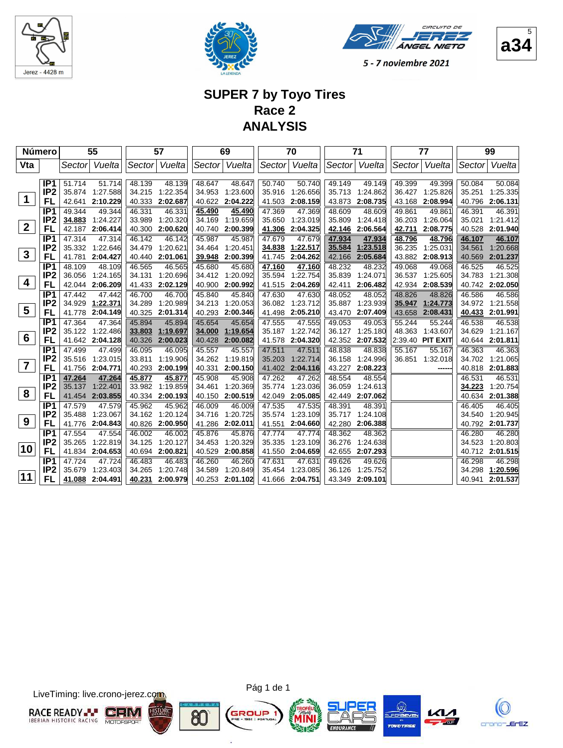Jerez - 4428 m

CIRCUITO DE JEREZ ÁNGEL NIETO

5 - 7 noviembre 2021

a34

# SUPER 7 by Toyo Tires
## Race 2
## ANALYSIS

| Número | | 55 | | 57 | | 69 | | 70 | | 71 | | 77 | | 99 | |
|---|---|---|---|---|---|---|---|---|---|---|---|---|---|---|---|
| Vta | | Sector | Vuelta | Sector | Vuelta | Sector | Vuelta | Sector | Vuelta | Sector | Vuelta | Sector | Vuelta | Sector | Vuelta |
| 1 | IP1 | 51.714 | 51.714 | 48.139 | 48.139 | 48.647 | 48.647 | 50.740 | 50.740 | 49.149 | 49.149 | 49.399 | 49.399 | 50.084 | 50.084 |
| | IP2 | 35.874 | 1:27.588 | 34.215 | 1:22.354 | 34.953 | 1:23.600 | 35.916 | 1:26.656 | 35.713 | 1:24.862 | 36.427 | 1:25.826 | 35.251 | 1:25.335 |
| | FL | 42.641 | **2:10.229** | 40.333 | **2:02.687** | 40.622 | **2:04.222** | 41.503 | **2:08.159** | 43.873 | **2:08.735** | 43.168 | **2:08.994** | 40.796 | **2:06.131** |
| 2 | IP1 | 49.344 | 49.344 | 46.331 | 46.331 | 45.490 | 45.490 | 47.369 | 47.369 | 48.609 | 48.609 | 49.861 | 49.861 | 46.391 | 46.391 |
| | IP2 | 34.883 | 1:24.227 | 33.989 | 1:20.320 | 34.169 | 1:19.659 | 35.650 | 1:23.019 | 35.809 | 1:24.418 | 36.203 | 1:26.064 | 35.021 | 1:21.412 |
| | FL | 42.187 | **2:06.414** | 40.300 | **2:00.620** | 40.740 | **2:00.399** | 41.306 | **2:04.325** | 42.146 | **2:06.564** | 42.711 | **2:08.775** | 40.528 | **2:01.940** |
| 3 | IP1 | 47.314 | 47.314 | 46.142 | 46.142 | 45.987 | 45.987 | 47.679 | 47.679 | 47.934 | 47.934 | 48.796 | 48.796 | 46.107 | 46.107 |
| | IP2 | 35.332 | 1:22.646 | 34.479 | 1:20.621 | 34.464 | 1:20.451 | 34.838 | 1:22.517 | 35.584 | 1:23.518 | 36.235 | 1:25.031 | 34.561 | 1:20.668 |
| | FL | 41.781 | **2:04.427** | 40.440 | **2:01.061** | 39.948 | **2:00.399** | 41.745 | **2:04.262** | 42.166 | **2:05.684** | 43.882 | **2:08.913** | 40.569 | **2:01.237** |
| 4 | IP1 | 48.109 | 48.109 | 46.565 | 46.565 | 45.680 | 45.680 | 47.160 | 47.160 | 48.232 | 48.232 | 49.068 | 49.068 | 46.525 | 46.525 |
| | IP2 | 36.056 | 1:24.165 | 34.131 | 1:20.696 | 34.412 | 1:20.092 | 35.594 | 1:22.754 | 35.839 | 1:24.071 | 36.537 | 1:25.605 | 34.783 | 1:21.308 |
| | FL | 42.044 | **2:06.209** | 41.433 | **2:02.129** | 40.900 | **2:00.992** | 41.515 | **2:04.269** | 42.411 | **2:06.482** | 42.934 | **2:08.539** | 40.742 | **2:02.050** |
| 5 | IP1 | 47.442 | 47.442 | 46.700 | 46.700 | 45.840 | 45.840 | 47.630 | 47.630 | 48.052 | 48.052 | 48.826 | 48.826 | 46.586 | 46.586 |
| | IP2 | 34.929 | 1:22.371 | 34.289 | 1:20.989 | 34.213 | 1:20.053 | 36.082 | 1:23.712 | 35.887 | 1:23.939 | 35.947 | 1:24.773 | 34.972 | 1:21.558 |
| | FL | 41.778 | **2:04.149** | 40.325 | **2:01.314** | 40.293 | **2:00.346** | 41.498 | **2:05.210** | 43.470 | **2:07.409** | 43.658 | **2:08.431** | 40.433 | **2:01.991** |
| 6 | IP1 | 47.364 | 47.364 | 45.894 | 45.894 | 45.654 | 45.654 | 47.555 | 47.555 | 49.053 | 49.053 | 55.244 | 55.244 | 46.538 | 46.538 |
| | IP2 | 35.122 | 1:22.486 | 33.803 | 1:19.697 | 34.000 | 1:19.654 | 35.187 | 1:22.742 | 36.127 | 1:25.180 | 48.363 | 1:43.607 | 34.629 | 1:21.167 |
| | FL | 41.642 | **2:04.128** | 40.326 | **2:00.023** | 40.428 | **2:00.082** | 41.578 | **2:04.320** | 42.352 | **2:07.532** | 2:39.40 | **PIT EXIT** | 40.644 | **2:01.811** |
| 7 | IP1 | 47.499 | 47.499 | 46.095 | 46.095 | 45.557 | 45.557 | 47.511 | 47.511 | 48.838 | 48.838 | 55.167 | 55.167 | 46.363 | 46.363 |
| | IP2 | 35.516 | 1:23.015 | 33.811 | 1:19.906 | 34.262 | 1:19.819 | 35.203 | 1:22.714 | 36.158 | 1:24.996 | 36.851 | 1:32.018 | 34.702 | 1:21.065 |
| | FL | 41.756 | **2:04.771** | 40.293 | **2:00.199** | 40.331 | **2:00.150** | 41.402 | **2:04.116** | 43.227 | **2:08.223** | | ------ | 40.818 | **2:01.883** |
| 8 | IP1 | 47.264 | 47.264 | 45.877 | 45.877 | 45.908 | 45.908 | 47.262 | 47.262 | 48.554 | 48.554 | | | 46.531 | 46.531 |
| | IP2 | 35.137 | 1:22.401 | 33.982 | 1:19.859 | 34.461 | 1:20.369 | 35.774 | 1:23.036 | 36.059 | 1:24.613 | | | 34.223 | 1:20.754 |
| | FL | 41.454 | **2:03.855** | 40.334 | **2:00.193** | 40.150 | **2:00.519** | 42.049 | **2:05.085** | 42.449 | **2:07.062** | | | 40.634 | **2:01.388** |
| 9 | IP1 | 47.579 | 47.579 | 45.962 | 45.962 | 46.009 | 46.009 | 47.535 | 47.535 | 48.391 | 48.391 | | | 46.405 | 46.405 |
| | IP2 | 35.488 | 1:23.067 | 34.162 | 1:20.124 | 34.716 | 1:20.725 | 35.574 | 1:23.109 | 35.717 | 1:24.108 | | | 34.540 | 1:20.945 |
| | FL | 41.776 | **2:04.843** | 40.826 | **2:00.950** | 41.286 | **2:02.011** | 41.551 | **2:04.660** | 42.280 | **2:06.388** | | | 40.792 | **2:01.737** |
| 10 | IP1 | 47.554 | 47.554 | 46.002 | 46.002 | 45.876 | 45.876 | 47.774 | 47.774 | 48.362 | 48.362 | | | 46.280 | 46.280 |
| | IP2 | 35.265 | 1:22.819 | 34.125 | 1:20.127 | 34.453 | 1:20.329 | 35.335 | 1:23.109 | 36.276 | 1:24.638 | | | 34.523 | 1:20.803 |
| | FL | 41.834 | **2:04.653** | 40.694 | **2:00.821** | 40.529 | **2:00.858** | 41.550 | **2:04.659** | 42.655 | **2:07.293** | | | 40.712 | **2:01.515** |
| 11 | IP1 | 47.724 | 47.724 | 46.483 | 46.483 | 46.260 | 46.260 | 47.631 | 47.631 | 49.626 | 49.626 | | | 46.298 | 46.298 |
| | IP2 | 35.679 | 1:23.403 | 34.265 | 1:20.748 | 34.589 | 1:20.849 | 35.454 | 1:23.085 | 36.126 | 1:25.752 | | | 34.298 | 1:20.596 |
| | FL | 41.088 | **2:04.491** | 40.231 | **2:00.979** | 40.253 | **2:01.102** | 41.666 | **2:04.751** | 43.349 | **2:09.101** | | | 40.941 | **2:01.537** |

LiveTiming: live.crono-jerez.com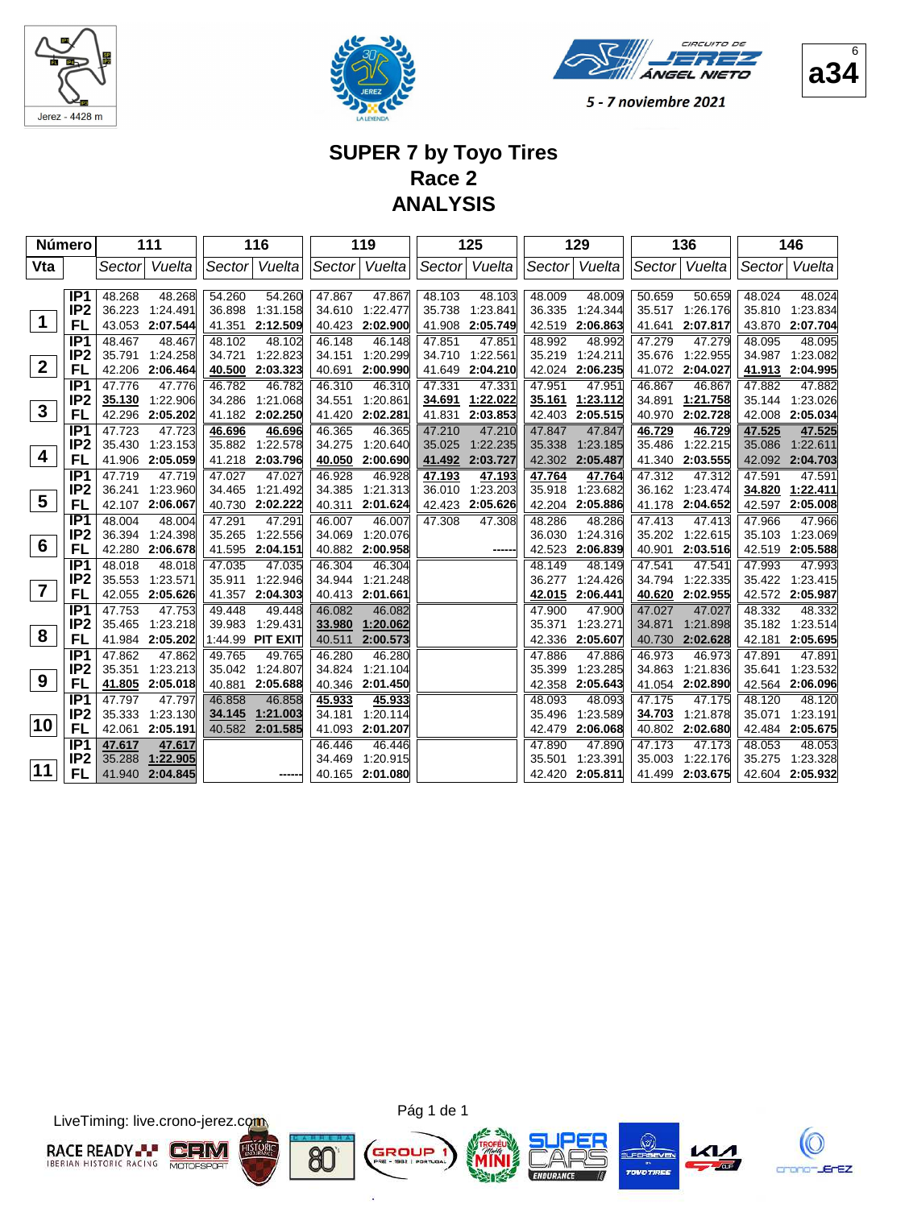Jerez - 4428 m

CIRCUITO DE JEREZ ÁNGEL NIETO

5 - 7 noviembre 2021

a34

# SUPER 7 by Toyo Tires
## Race 2
## ANALYSIS

| Número | | 111 | | 116 | | 119 | | 125 | | 129 | | 136 | | 146 | |
|---|---|---|---|---|---|---|---|---|---|---|---|---|---|---|---|
| Vta | | Sector | Vuelta | Sector | Vuelta | Sector | Vuelta | Sector | Vuelta | Sector | Vuelta | Sector | Vuelta | Sector | Vuelta |
| 1 | IP1 | 48.268 | 48.268 | 54.260 | 54.260 | 47.867 | 47.867 | 48.103 | 48.103 | 48.009 | 48.009 | 50.659 | 50.659 | 48.024 | 48.024 |
| | IP2 | 36.223 | 1:24.491 | 36.898 | 1:31.158 | 34.610 | 1:22.477 | 35.738 | 1:23.841 | 36.335 | 1:24.344 | 35.517 | 1:26.176 | 35.810 | 1:23.834 |
| | FL | 43.053 | **2:07.544** | 41.351 | **2:12.509** | 40.423 | **2:02.900** | 41.908 | **2:05.749** | 42.519 | **2:06.863** | 41.641 | **2:07.817** | 43.870 | **2:07.704** |
| 2 | IP1 | 48.467 | 48.467 | 48.102 | 48.102 | 46.148 | 46.148 | 47.851 | 47.851 | 48.992 | 48.992 | 47.279 | 47.279 | 48.095 | 48.095 |
| | IP2 | 35.791 | 1:24.258 | 34.721 | 1:22.823 | 34.151 | 1:20.299 | 34.710 | 1:22.561 | 35.219 | 1:24.211 | 35.676 | 1:22.955 | 34.987 | 1:23.082 |
| | FL | 42.206 | **2:06.464** | 40.500 | **2:03.323** | 40.691 | **2:00.990** | 41.649 | **2:04.210** | 42.024 | **2:06.235** | 41.072 | **2:04.027** | 41.913 | **2:04.995** |
| 3 | IP1 | 47.776 | 47.776 | 46.782 | 46.782 | 46.310 | 46.310 | 47.331 | 47.331 | 47.951 | 47.951 | 46.867 | 46.867 | 47.882 | 47.882 |
| | IP2 | 35.130 | 1:22.906 | 34.286 | 1:21.068 | 34.551 | 1:20.861 | 34.691 | 1:22.022 | 35.161 | 1:23.112 | 34.891 | 1:21.758 | 35.144 | 1:23.026 |
| | FL | 42.296 | **2:05.202** | 41.182 | **2:02.250** | 41.420 | **2:02.281** | 41.831 | **2:03.853** | 42.403 | **2:05.515** | 40.970 | **2:02.728** | 42.008 | **2:05.034** |
| 4 | IP1 | 47.723 | 47.723 | 46.696 | 46.696 | 46.365 | 46.365 | 47.210 | 47.210 | 47.847 | 47.847 | 46.729 | 46.729 | 47.525 | 47.525 |
| | IP2 | 35.430 | 1:23.153 | 35.882 | 1:22.578 | 34.275 | 1:20.640 | 35.025 | 1:22.235 | 35.338 | 1:23.185 | 35.486 | 1:22.215 | 35.086 | 1:22.611 |
| | FL | 41.906 | **2:05.059** | 41.218 | **2:03.796** | 40.050 | **2:00.690** | 41.492 | **2:03.727** | 42.302 | **2:05.487** | 41.340 | **2:03.555** | 42.092 | **2:04.703** |
| 5 | IP1 | 47.719 | 47.719 | 47.027 | 47.027 | 46.928 | 46.928 | 47.193 | 47.193 | 47.764 | 47.764 | 47.312 | 47.312 | 47.591 | 47.591 |
| | IP2 | 36.241 | 1:23.960 | 34.465 | 1:21.492 | 34.385 | 1:21.313 | 36.010 | 1:23.203 | 35.918 | 1:23.682 | 36.162 | 1:23.474 | 34.820 | 1:22.411 |
| | FL | 42.107 | **2:06.067** | 40.730 | **2:02.222** | 40.311 | **2:01.624** | 42.423 | **2:05.626** | 42.204 | **2:05.886** | 41.178 | **2:04.652** | 42.597 | **2:05.008** |
| 6 | IP1 | 48.004 | 48.004 | 47.291 | 47.291 | 46.007 | 46.007 | 47.308 | 47.308 | 48.286 | 48.286 | 47.413 | 47.413 | 47.966 | 47.966 |
| | IP2 | 36.394 | 1:24.398 | 35.265 | 1:22.556 | 34.069 | 1:20.076 | | | 36.030 | 1:24.316 | 35.202 | 1:22.615 | 35.103 | 1:23.069 |
| | FL | 42.280 | **2:06.678** | 41.595 | **2:04.151** | 40.882 | **2:00.958** | | ------ | 42.523 | **2:06.839** | 40.901 | **2:03.516** | 42.519 | **2:05.588** |
| 7 | IP1 | 48.018 | 48.018 | 47.035 | 47.035 | 46.304 | 46.304 | | | 48.149 | 48.149 | 47.541 | 47.541 | 47.993 | 47.993 |
| | IP2 | 35.553 | 1:23.571 | 35.911 | 1:22.946 | 34.944 | 1:21.248 | | | 36.277 | 1:24.426 | 34.794 | 1:22.335 | 35.422 | 1:23.415 |
| | FL | 42.055 | **2:05.626** | 41.357 | **2:04.303** | 40.413 | **2:01.661** | | | 42.015 | **2:06.441** | 40.620 | **2:02.955** | 42.572 | **2:05.987** |
| 8 | IP1 | 47.753 | 47.753 | 49.448 | 49.448 | 46.082 | 46.082 | | | 47.900 | 47.900 | 47.027 | 47.027 | 48.332 | 48.332 |
| | IP2 | 35.465 | 1:23.218 | 39.983 | 1:29.431 | 33.980 | 1:20.062 | | | 35.371 | 1:23.271 | 34.871 | 1:21.898 | 35.182 | 1:23.514 |
| | FL | 41.984 | **2:05.202** | 1:44.99 | **PIT EXIT** | 40.511 | **2:00.573** | | | 42.336 | **2:05.607** | 40.730 | **2:02.628** | 42.181 | **2:05.695** |
| 9 | IP1 | 47.862 | 47.862 | 49.765 | 49.765 | 46.280 | 46.280 | | | 47.886 | 47.886 | 46.973 | 46.973 | 47.891 | 47.891 |
| | IP2 | 35.351 | 1:23.213 | 35.042 | 1:24.807 | 34.824 | 1:21.104 | | | 35.399 | 1:23.285 | 34.863 | 1:21.836 | 35.641 | 1:23.532 |
| | FL | 41.805 | **2:05.018** | 40.881 | **2:05.688** | 40.346 | **2:01.450** | | | 42.358 | **2:05.643** | 41.054 | **2:02.890** | 42.564 | **2:06.096** |
| 10 | IP1 | 47.797 | 47.797 | 46.858 | 46.858 | 45.933 | 45.933 | | | 48.093 | 48.093 | 47.175 | 47.175 | 48.120 | 48.120 |
| | IP2 | 35.333 | 1:23.130 | 34.145 | 1:21.003 | 34.181 | 1:20.114 | | | 35.496 | 1:23.589 | 34.703 | 1:21.878 | 35.071 | 1:23.191 |
| | FL | 42.061 | **2:05.191** | 40.582 | **2:01.585** | 41.093 | **2:01.207** | | | 42.479 | **2:06.068** | 40.802 | **2:02.680** | 42.484 | **2:05.675** |
| 11 | IP1 | 47.617 | 47.617 | | | 46.446 | 46.446 | | | 47.890 | 47.890 | 47.173 | 47.173 | 48.053 | 48.053 |
| | IP2 | 35.288 | 1:22.905 | | | 34.469 | 1:20.915 | | | 35.501 | 1:23.391 | 35.003 | 1:22.176 | 35.275 | 1:23.328 |
| | FL | 41.940 | **2:04.845** | | ------ | 40.165 | **2:01.080** | | | 42.420 | **2:05.811** | 41.499 | **2:03.675** | 42.604 | **2:05.932** |

LiveTiming: live.crono-jerez.com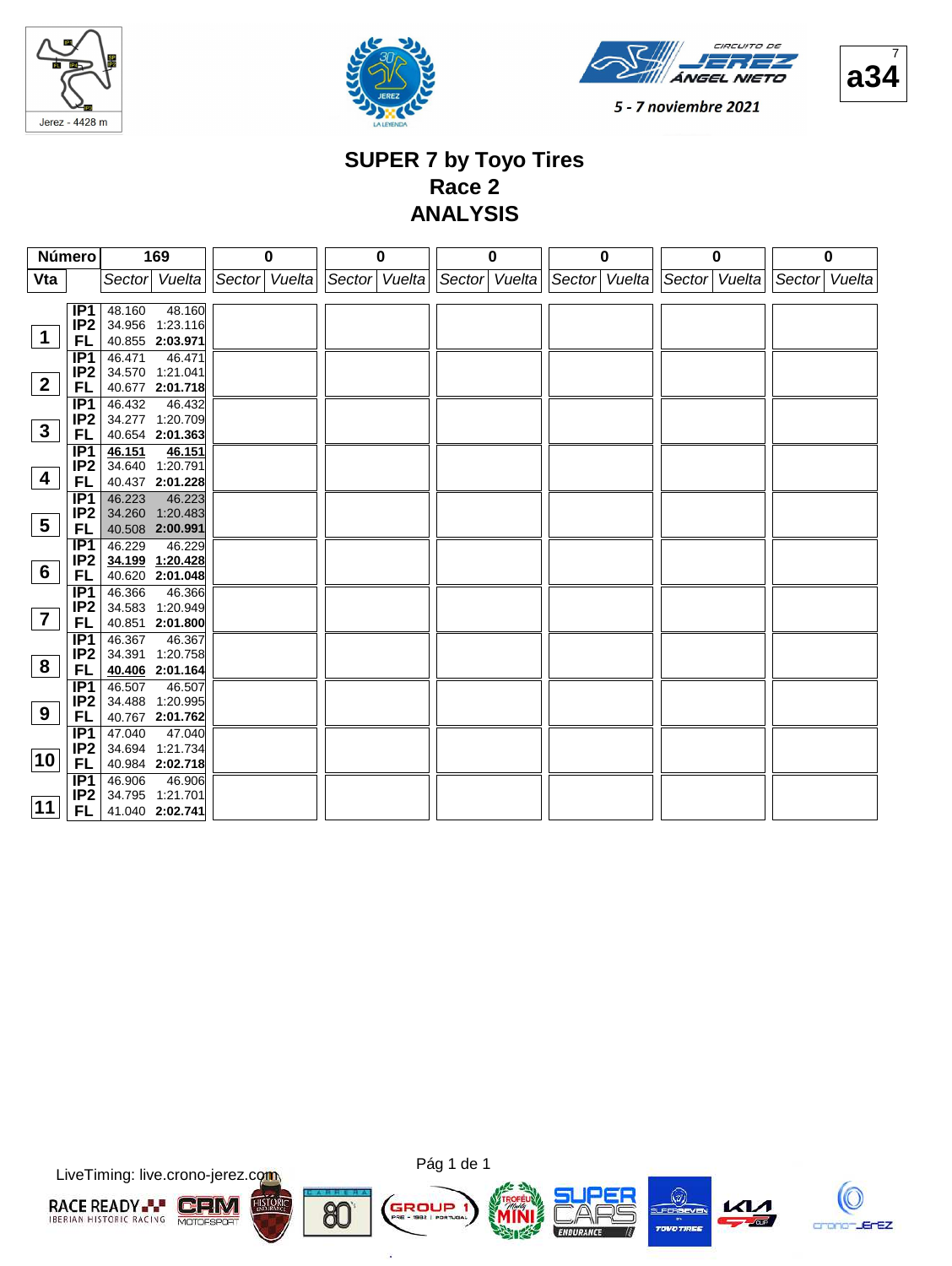5 - 7 noviembre 2021

a34

# SUPER 7 by Toyo Tires
## Race 2
## ANALYSIS

| Número | | 169 | | 0 | | 0 | | 0 | | 0 | | 0 | | 0 | |
|---|---|---|---|---|---|---|---|---|---|---|---|---|---|---|---|
| Vta | | Sector | Vuelta | Sector | Vuelta | Sector | Vuelta | Sector | Vuelta | Sector | Vuelta | Sector | Vuelta | Sector | Vuelta |
| 1 | IP1 | 48.160 | 48.160 | | | | | | | | | | | | |
| | IP2 | 34.956 | 1:23.116 | | | | | | | | | | | | |
| | FL | 40.855 | **2:03.971** | | | | | | | | | | | | |
| 2 | IP1 | 46.471 | 46.471 | | | | | | | | | | | | |
| | IP2 | 34.570 | 1:21.041 | | | | | | | | | | | | |
| | FL | 40.677 | **2:01.718** | | | | | | | | | | | | |
| 3 | IP1 | 46.432 | 46.432 | | | | | | | | | | | | |
| | IP2 | 34.277 | 1:20.709 | | | | | | | | | | | | |
| | FL | 40.654 | **2:01.363** | | | | | | | | | | | | |
| 4 | IP1 | **46.151** | **46.151** | | | | | | | | | | | | |
| | IP2 | 34.640 | 1:20.791 | | | | | | | | | | | | |
| | FL | 40.437 | **2:01.228** | | | | | | | | | | | | |
| 5 | IP1 | 46.223 | 46.223 | | | | | | | | | | | | |
| | IP2 | 34.260 | 1:20.483 | | | | | | | | | | | | |
| | FL | 40.508 | **2:00.991** | | | | | | | | | | | | |
| 6 | IP1 | 46.229 | 46.229 | | | | | | | | | | | | |
| | IP2 | **34.199** | **1:20.428** | | | | | | | | | | | | |
| | FL | 40.620 | **2:01.048** | | | | | | | | | | | | |
| 7 | IP1 | 46.366 | 46.366 | | | | | | | | | | | | |
| | IP2 | 34.583 | 1:20.949 | | | | | | | | | | | | |
| | FL | 40.851 | **2:01.800** | | | | | | | | | | | | |
| 8 | IP1 | 46.367 | 46.367 | | | | | | | | | | | | |
| | IP2 | 34.391 | 1:20.758 | | | | | | | | | | | | |
| | FL | **40.406** | **2:01.164** | | | | | | | | | | | | |
| 9 | IP1 | 46.507 | 46.507 | | | | | | | | | | | | |
| | IP2 | 34.488 | 1:20.995 | | | | | | | | | | | | |
| | FL | 40.767 | **2:01.762** | | | | | | | | | | | | |
| 10 | IP1 | 47.040 | 47.040 | | | | | | | | | | | | |
| | IP2 | 34.694 | 1:21.734 | | | | | | | | | | | | |
| | FL | 40.984 | **2:02.718** | | | | | | | | | | | | |
| 11 | IP1 | 46.906 | 46.906 | | | | | | | | | | | | |
| | IP2 | 34.795 | 1:21.701 | | | | | | | | | | | | |
| | FL | 41.040 | **2:02.741** | | | | | | | | | | | | |

LiveTiming: live.crono-jerez.com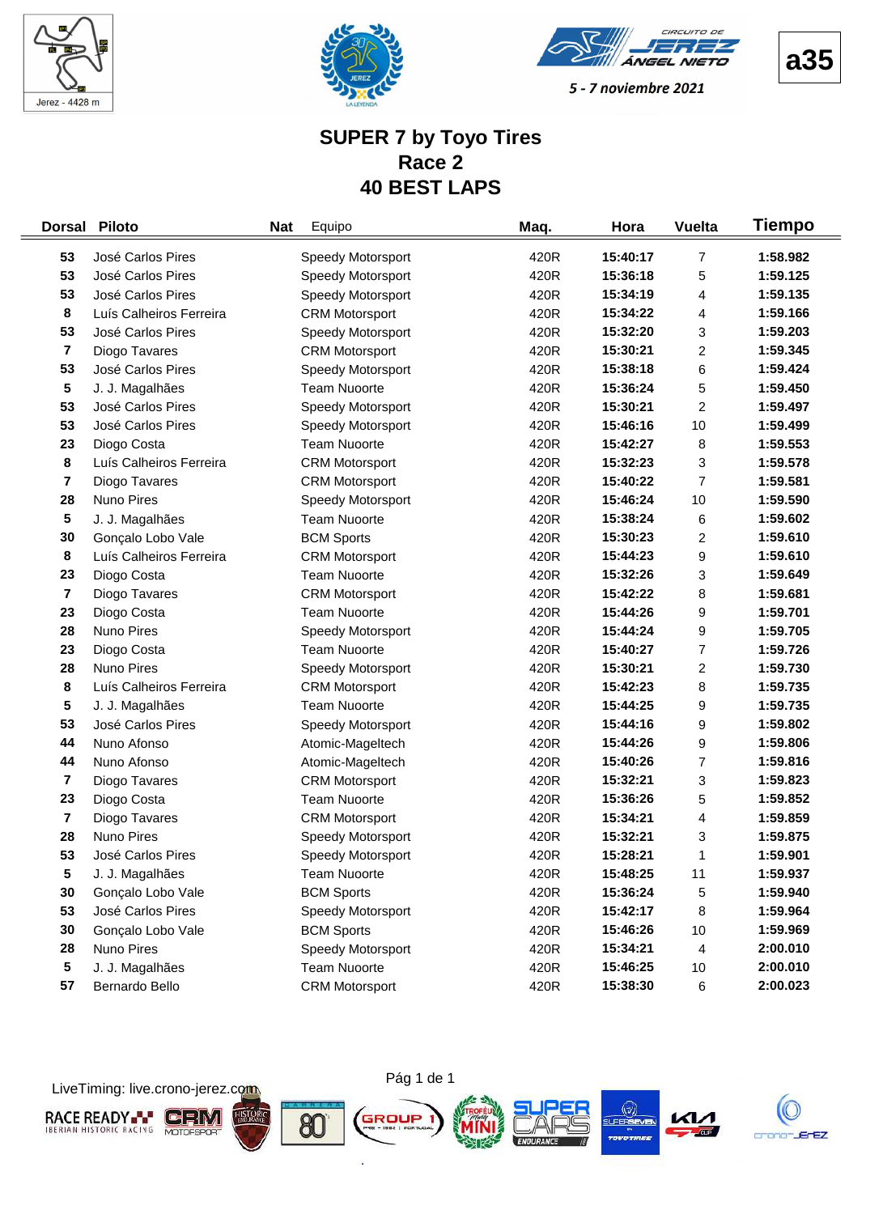Jerez - 4428 m

5 - 7 noviembre 2021

a35

# SUPER 7 by Toyo Tires
## Race 2
## 40 BEST LAPS

| Dorsal | Piloto | Nat | Equipo | Maq. | Hora | Vuelta | Tiempo |
|---|---|---|---|---|---|---|---|
| 53 | José Carlos Pires | | Speedy Motorsport | 420R | 15:40:17 | 7 | 1:58.982 |
| 53 | José Carlos Pires | | Speedy Motorsport | 420R | 15:36:18 | 5 | 1:59.125 |
| 53 | José Carlos Pires | | Speedy Motorsport | 420R | 15:34:19 | 4 | 1:59.135 |
| 8 | Luís Calheiros Ferreira | | CRM Motorsport | 420R | 15:34:22 | 4 | 1:59.166 |
| 53 | José Carlos Pires | | Speedy Motorsport | 420R | 15:32:20 | 3 | 1:59.203 |
| 7 | Diogo Tavares | | CRM Motorsport | 420R | 15:30:21 | 2 | 1:59.345 |
| 53 | José Carlos Pires | | Speedy Motorsport | 420R | 15:38:18 | 6 | 1:59.424 |
| 5 | J. J. Magalhães | | Team Nuoorte | 420R | 15:36:24 | 5 | 1:59.450 |
| 53 | José Carlos Pires | | Speedy Motorsport | 420R | 15:30:21 | 2 | 1:59.497 |
| 53 | José Carlos Pires | | Speedy Motorsport | 420R | 15:46:16 | 10 | 1:59.499 |
| 23 | Diogo Costa | | Team Nuoorte | 420R | 15:42:27 | 8 | 1:59.553 |
| 8 | Luís Calheiros Ferreira | | CRM Motorsport | 420R | 15:32:23 | 3 | 1:59.578 |
| 7 | Diogo Tavares | | CRM Motorsport | 420R | 15:40:22 | 7 | 1:59.581 |
| 28 | Nuno Pires | | Speedy Motorsport | 420R | 15:46:24 | 10 | 1:59.590 |
| 5 | J. J. Magalhães | | Team Nuoorte | 420R | 15:38:24 | 6 | 1:59.602 |
| 30 | Gonçalo Lobo Vale | | BCM Sports | 420R | 15:30:23 | 2 | 1:59.610 |
| 8 | Luís Calheiros Ferreira | | CRM Motorsport | 420R | 15:44:23 | 9 | 1:59.610 |
| 23 | Diogo Costa | | Team Nuoorte | 420R | 15:32:26 | 3 | 1:59.649 |
| 7 | Diogo Tavares | | CRM Motorsport | 420R | 15:42:22 | 8 | 1:59.681 |
| 23 | Diogo Costa | | Team Nuoorte | 420R | 15:44:26 | 9 | 1:59.701 |
| 28 | Nuno Pires | | Speedy Motorsport | 420R | 15:44:24 | 9 | 1:59.705 |
| 23 | Diogo Costa | | Team Nuoorte | 420R | 15:40:27 | 7 | 1:59.726 |
| 28 | Nuno Pires | | Speedy Motorsport | 420R | 15:30:21 | 2 | 1:59.730 |
| 8 | Luís Calheiros Ferreira | | CRM Motorsport | 420R | 15:42:23 | 8 | 1:59.735 |
| 5 | J. J. Magalhães | | Team Nuoorte | 420R | 15:44:25 | 9 | 1:59.735 |
| 53 | José Carlos Pires | | Speedy Motorsport | 420R | 15:44:16 | 9 | 1:59.802 |
| 44 | Nuno Afonso | | Atomic-Mageltech | 420R | 15:44:26 | 9 | 1:59.806 |
| 44 | Nuno Afonso | | Atomic-Mageltech | 420R | 15:40:26 | 7 | 1:59.816 |
| 7 | Diogo Tavares | | CRM Motorsport | 420R | 15:32:21 | 3 | 1:59.823 |
| 23 | Diogo Costa | | Team Nuoorte | 420R | 15:36:26 | 5 | 1:59.852 |
| 7 | Diogo Tavares | | CRM Motorsport | 420R | 15:34:21 | 4 | 1:59.859 |
| 28 | Nuno Pires | | Speedy Motorsport | 420R | 15:32:21 | 3 | 1:59.875 |
| 53 | José Carlos Pires | | Speedy Motorsport | 420R | 15:28:21 | 1 | 1:59.901 |
| 5 | J. J. Magalhães | | Team Nuoorte | 420R | 15:48:25 | 11 | 1:59.937 |
| 30 | Gonçalo Lobo Vale | | BCM Sports | 420R | 15:36:24 | 5 | 1:59.940 |
| 53 | José Carlos Pires | | Speedy Motorsport | 420R | 15:42:17 | 8 | 1:59.964 |
| 30 | Gonçalo Lobo Vale | | BCM Sports | 420R | 15:46:26 | 10 | 1:59.969 |
| 28 | Nuno Pires | | Speedy Motorsport | 420R | 15:34:21 | 4 | 2:00.010 |
| 5 | J. J. Magalhães | | Team Nuoorte | 420R | 15:46:25 | 10 | 2:00.010 |
| 57 | Bernardo Bello | | CRM Motorsport | 420R | 15:38:30 | 6 | 2:00.023 |

LiveTiming: live.crono-jerez.com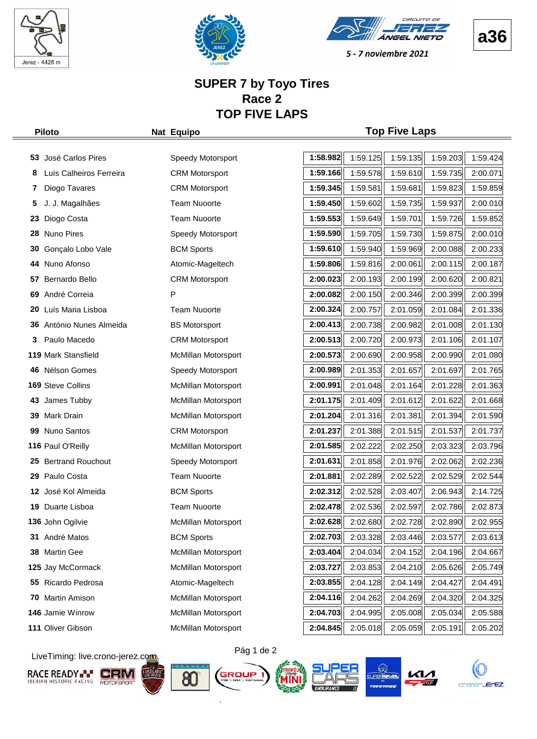Jerez - 4428 m

**a36**

5 - 7 noviembre 2021

# SUPER 7 by Toyo Tires
## Race 2
## TOP FIVE LAPS

| Piloto | | Nat | Equipo | Top Five Laps | | | | |
|---|---|---|---|---|---|---|---|---|
| 53 | José Carlos Pires | | Speedy Motorsport | **1:58.982** | 1:59.125 | 1:59.135 | 1:59.203 | 1:59.424 |
| 8 | Luís Calheiros Ferreira | | CRM Motorsport | **1:59.166** | 1:59.578 | 1:59.610 | 1:59.735 | 2:00.071 |
| 7 | Diogo Tavares | | CRM Motorsport | **1:59.345** | 1:59.581 | 1:59.681 | 1:59.823 | 1:59.859 |
| 5 | J. J. Magalhães | | Team Nuoorte | **1:59.450** | 1:59.602 | 1:59.735 | 1:59.937 | 2:00.010 |
| 23 | Diogo Costa | | Team Nuoorte | **1:59.553** | 1:59.649 | 1:59.701 | 1:59.726 | 1:59.852 |
| 28 | Nuno Pires | | Speedy Motorsport | **1:59.590** | 1:59.705 | 1:59.730 | 1:59.875 | 2:00.010 |
| 30 | Gonçalo Lobo Vale | | BCM Sports | **1:59.610** | 1:59.940 | 1:59.969 | 2:00.088 | 2:00.233 |
| 44 | Nuno Afonso | | Atomic-Mageltech | **1:59.806** | 1:59.816 | 2:00.061 | 2:00.115 | 2:00.187 |
| 57 | Bernardo Bello | | CRM Motorsport | **2:00.023** | 2:00.193 | 2:00.199 | 2:00.620 | 2:00.821 |
| 69 | André Correia | | P | **2:00.082** | 2:00.150 | 2:00.346 | 2:00.399 | 2:00.399 |
| 20 | Luís Maria Lisboa | | Team Nuoorte | **2:00.324** | 2:00.757 | 2:01.059 | 2:01.084 | 2:01.336 |
| 36 | António Nunes Almeida | | BS Motorsport | **2:00.413** | 2:00.738 | 2:00.982 | 2:01.008 | 2:01.130 |
| 3 | Paulo Macedo | | CRM Motorsport | **2:00.513** | 2:00.720 | 2:00.973 | 2:01.106 | 2:01.107 |
| 119 | Mark Stansfield | | McMillan Motorsport | **2:00.573** | 2:00.690 | 2:00.958 | 2:00.990 | 2:01.080 |
| 46 | Nélson Gomes | | Speedy Motorsport | **2:00.989** | 2:01.353 | 2:01.657 | 2:01.697 | 2:01.765 |
| 169 | Steve Collins | | McMillan Motorsport | **2:00.991** | 2:01.048 | 2:01.164 | 2:01.228 | 2:01.363 |
| 43 | James Tubby | | McMillan Motorsport | **2:01.175** | 2:01.409 | 2:01.612 | 2:01.622 | 2:01.668 |
| 39 | Mark Drain | | McMillan Motorsport | **2:01.204** | 2:01.316 | 2:01.381 | 2:01.394 | 2:01.590 |
| 99 | Nuno Santos | | CRM Motorsport | **2:01.237** | 2:01.388 | 2:01.515 | 2:01.537 | 2:01.737 |
| 116 | Paul O'Reilly | | McMillan Motorsport | **2:01.585** | 2:02.222 | 2:02.250 | 2:03.323 | 2:03.796 |
| 25 | Bertrand Rouchout | | Speedy Motorsport | **2:01.631** | 2:01.858 | 2:01.976 | 2:02.062 | 2:02.236 |
| 29 | Paulo Costa | | Team Nuoorte | **2:01.881** | 2:02.289 | 2:02.522 | 2:02.529 | 2:02.544 |
| 12 | José Kol Almeida | | BCM Sports | **2:02.312** | 2:02.528 | 2:03.407 | 2:06.943 | 2:14.725 |
| 19 | Duarte Lisboa | | Team Nuoorte | **2:02.478** | 2:02.536 | 2:02.597 | 2:02.786 | 2:02.873 |
| 136 | John Ogilvie | | McMillan Motorsport | **2:02.628** | 2:02.680 | 2:02.728 | 2:02.890 | 2:02.955 |
| 31 | André Matos | | BCM Sports | **2:02.703** | 2:03.328 | 2:03.446 | 2:03.577 | 2:03.613 |
| 38 | Martin Gee | | McMillan Motorsport | **2:03.404** | 2:04.034 | 2:04.152 | 2:04.196 | 2:04.667 |
| 125 | Jay McCormack | | McMillan Motorsport | **2:03.727** | 2:03.853 | 2:04.210 | 2:05.626 | 2:05.749 |
| 55 | Ricardo Pedrosa | | Atomic-Mageltech | **2:03.855** | 2:04.128 | 2:04.149 | 2:04.427 | 2:04.491 |
| 70 | Martin Amison | | McMillan Motorsport | **2:04.116** | 2:04.262 | 2:04.269 | 2:04.320 | 2:04.325 |
| 146 | Jamie Winrow | | McMillan Motorsport | **2:04.703** | 2:04.995 | 2:05.008 | 2:05.034 | 2:05.588 |
| 111 | Oliver Gibson | | McMillan Motorsport | **2:04.845** | 2:05.018 | 2:05.059 | 2:05.191 | 2:05.202 |

LiveTiming: live.crono-jerez.com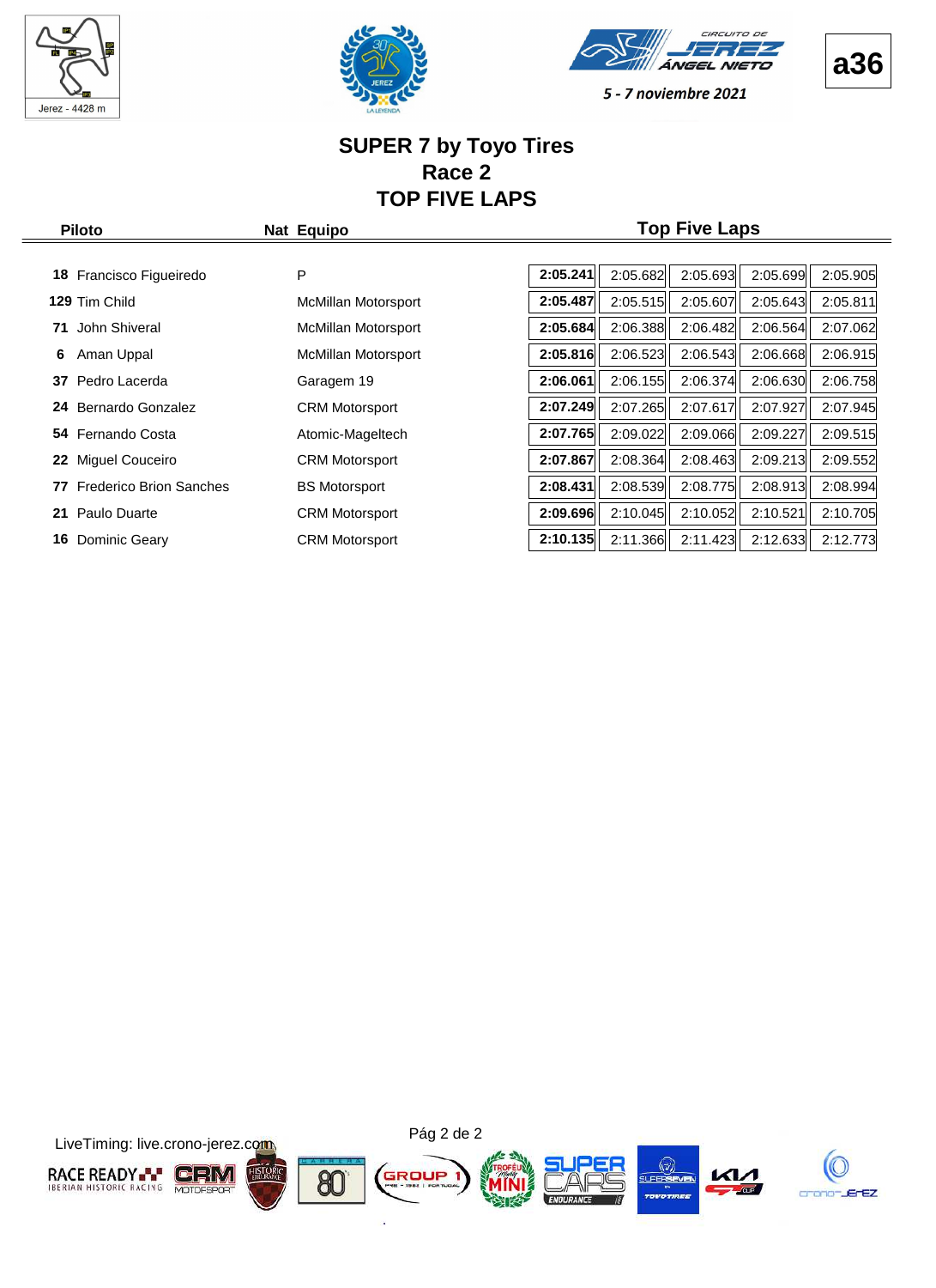5 - 7 noviembre 2021

a36

# SUPER 7 by Toyo Tires
## Race 2
## TOP FIVE LAPS

| | Piloto | Nat | Equipo | Top Five Laps | | | | |
|---|---|---|---|---|---|---|---|---|
| **18** | Francisco Figueiredo | P | | **2:05.241** | 2:05.682 | 2:05.693 | 2:05.699 | 2:05.905 |
| **129** | Tim Child | | McMillan Motorsport | **2:05.487** | 2:05.515 | 2:05.607 | 2:05.643 | 2:05.811 |
| **71** | John Shiveral | | McMillan Motorsport | **2:05.684** | 2:06.388 | 2:06.482 | 2:06.564 | 2:07.062 |
| **6** | Aman Uppal | | McMillan Motorsport | **2:05.816** | 2:06.523 | 2:06.543 | 2:06.668 | 2:06.915 |
| **37** | Pedro Lacerda | | Garagem 19 | **2:06.061** | 2:06.155 | 2:06.374 | 2:06.630 | 2:06.758 |
| **24** | Bernardo Gonzalez | | CRM Motorsport | **2:07.249** | 2:07.265 | 2:07.617 | 2:07.927 | 2:07.945 |
| **54** | Fernando Costa | | Atomic-Mageltech | **2:07.765** | 2:09.022 | 2:09.066 | 2:09.227 | 2:09.515 |
| **22** | Miguel Couceiro | | CRM Motorsport | **2:07.867** | 2:08.364 | 2:08.463 | 2:09.213 | 2:09.552 |
| **77** | Frederico Brion Sanches | | BS Motorsport | **2:08.431** | 2:08.539 | 2:08.775 | 2:08.913 | 2:08.994 |
| **21** | Paulo Duarte | | CRM Motorsport | **2:09.696** | 2:10.045 | 2:10.052 | 2:10.521 | 2:10.705 |
| **16** | Dominic Geary | | CRM Motorsport | **2:10.135** | 2:11.366 | 2:11.423 | 2:12.633 | 2:12.773 |

LiveTiming: live.crono-jerez.com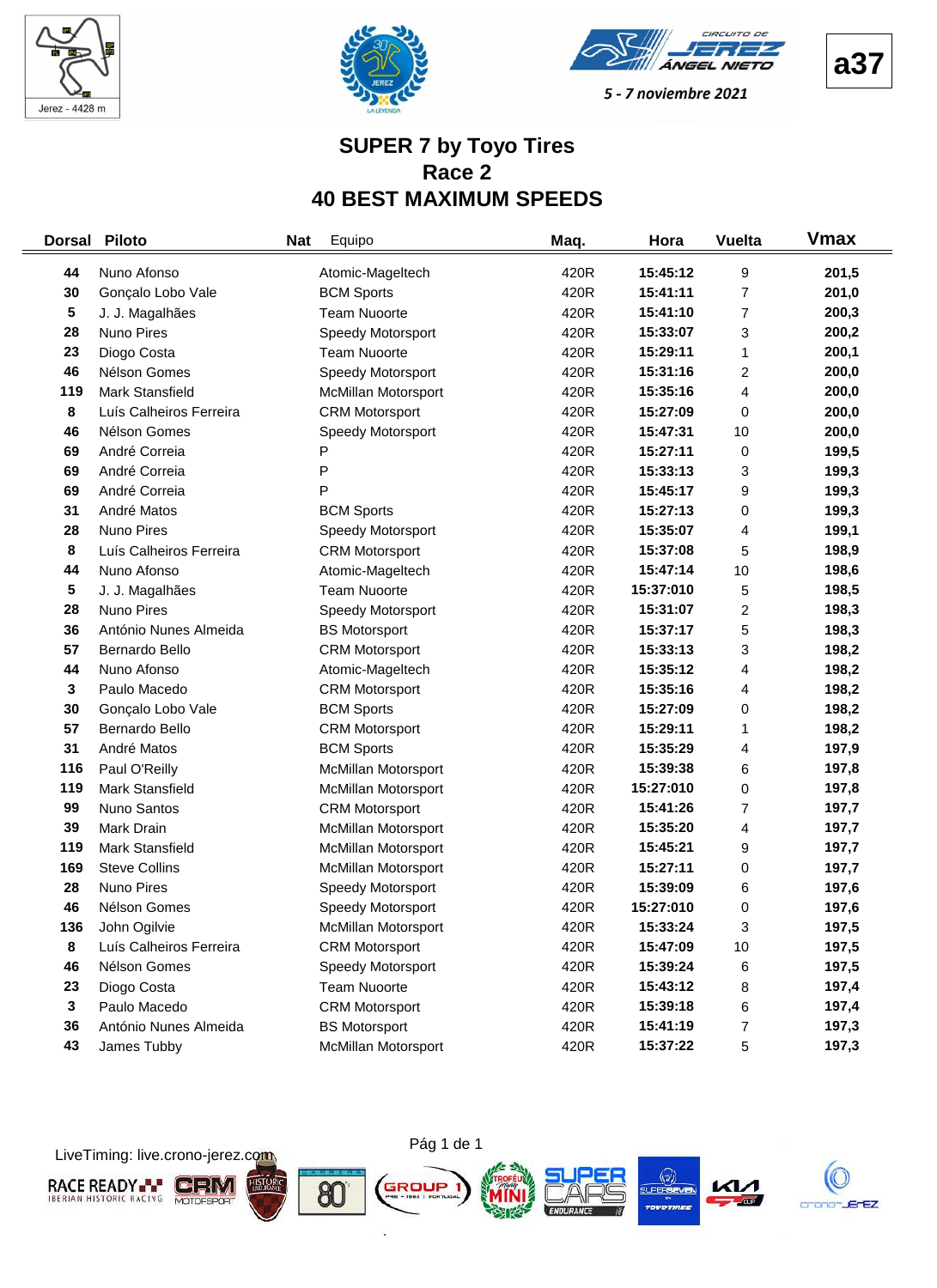Jerez - 4428 m

**a37**

5 - 7 noviembre 2021

# SUPER 7 by Toyo Tires
## Race 2
## 40 BEST MAXIMUM SPEEDS

| Dorsal | Piloto | Nat | Equipo | Maq. | Hora | Vuelta | Vmax |
|---|---|---|---|---|---|---|---|
| 44 | Nuno Afonso | | Atomic-Mageltech | 420R | 15:45:12 | 9 | 201,5 |
| 30 | Gonçalo Lobo Vale | | BCM Sports | 420R | 15:41:11 | 7 | 201,0 |
| 5 | J. J. Magalhães | | Team Nuoorte | 420R | 15:41:10 | 7 | 200,3 |
| 28 | Nuno Pires | | Speedy Motorsport | 420R | 15:33:07 | 3 | 200,2 |
| 23 | Diogo Costa | | Team Nuoorte | 420R | 15:29:11 | 1 | 200,1 |
| 46 | Nélson Gomes | | Speedy Motorsport | 420R | 15:31:16 | 2 | 200,0 |
| 119 | Mark Stansfield | | McMillan Motorsport | 420R | 15:35:16 | 4 | 200,0 |
| 8 | Luís Calheiros Ferreira | | CRM Motorsport | 420R | 15:27:09 | 0 | 200,0 |
| 46 | Nélson Gomes | | Speedy Motorsport | 420R | 15:47:31 | 10 | 200,0 |
| 69 | André Correia | | P | 420R | 15:27:11 | 0 | 199,5 |
| 69 | André Correia | | P | 420R | 15:33:13 | 3 | 199,3 |
| 69 | André Correia | | P | 420R | 15:45:17 | 9 | 199,3 |
| 31 | André Matos | | BCM Sports | 420R | 15:27:13 | 0 | 199,3 |
| 28 | Nuno Pires | | Speedy Motorsport | 420R | 15:35:07 | 4 | 199,1 |
| 8 | Luís Calheiros Ferreira | | CRM Motorsport | 420R | 15:37:08 | 5 | 198,9 |
| 44 | Nuno Afonso | | Atomic-Mageltech | 420R | 15:47:14 | 10 | 198,6 |
| 5 | J. J. Magalhães | | Team Nuoorte | 420R | 15:37:010 | 5 | 198,5 |
| 28 | Nuno Pires | | Speedy Motorsport | 420R | 15:31:07 | 2 | 198,3 |
| 36 | António Nunes Almeida | | BS Motorsport | 420R | 15:37:17 | 5 | 198,3 |
| 57 | Bernardo Bello | | CRM Motorsport | 420R | 15:33:13 | 3 | 198,2 |
| 44 | Nuno Afonso | | Atomic-Mageltech | 420R | 15:35:12 | 4 | 198,2 |
| 3 | Paulo Macedo | | CRM Motorsport | 420R | 15:35:16 | 4 | 198,2 |
| 30 | Gonçalo Lobo Vale | | BCM Sports | 420R | 15:27:09 | 0 | 198,2 |
| 57 | Bernardo Bello | | CRM Motorsport | 420R | 15:29:11 | 1 | 198,2 |
| 31 | André Matos | | BCM Sports | 420R | 15:35:29 | 4 | 197,9 |
| 116 | Paul O'Reilly | | McMillan Motorsport | 420R | 15:39:38 | 6 | 197,8 |
| 119 | Mark Stansfield | | McMillan Motorsport | 420R | 15:27:010 | 0 | 197,8 |
| 99 | Nuno Santos | | CRM Motorsport | 420R | 15:41:26 | 7 | 197,7 |
| 39 | Mark Drain | | McMillan Motorsport | 420R | 15:35:20 | 4 | 197,7 |
| 119 | Mark Stansfield | | McMillan Motorsport | 420R | 15:45:21 | 9 | 197,7 |
| 169 | Steve Collins | | McMillan Motorsport | 420R | 15:27:11 | 0 | 197,7 |
| 28 | Nuno Pires | | Speedy Motorsport | 420R | 15:39:09 | 6 | 197,6 |
| 46 | Nélson Gomes | | Speedy Motorsport | 420R | 15:27:010 | 0 | 197,6 |
| 136 | John Ogilvie | | McMillan Motorsport | 420R | 15:33:24 | 3 | 197,5 |
| 8 | Luís Calheiros Ferreira | | CRM Motorsport | 420R | 15:47:09 | 10 | 197,5 |
| 46 | Nélson Gomes | | Speedy Motorsport | 420R | 15:39:24 | 6 | 197,5 |
| 23 | Diogo Costa | | Team Nuoorte | 420R | 15:43:12 | 8 | 197,4 |
| 3 | Paulo Macedo | | CRM Motorsport | 420R | 15:39:18 | 6 | 197,4 |
| 36 | António Nunes Almeida | | BS Motorsport | 420R | 15:41:19 | 7 | 197,3 |
| 43 | James Tubby | | McMillan Motorsport | 420R | 15:37:22 | 5 | 197,3 |

LiveTiming: live.crono-jerez.com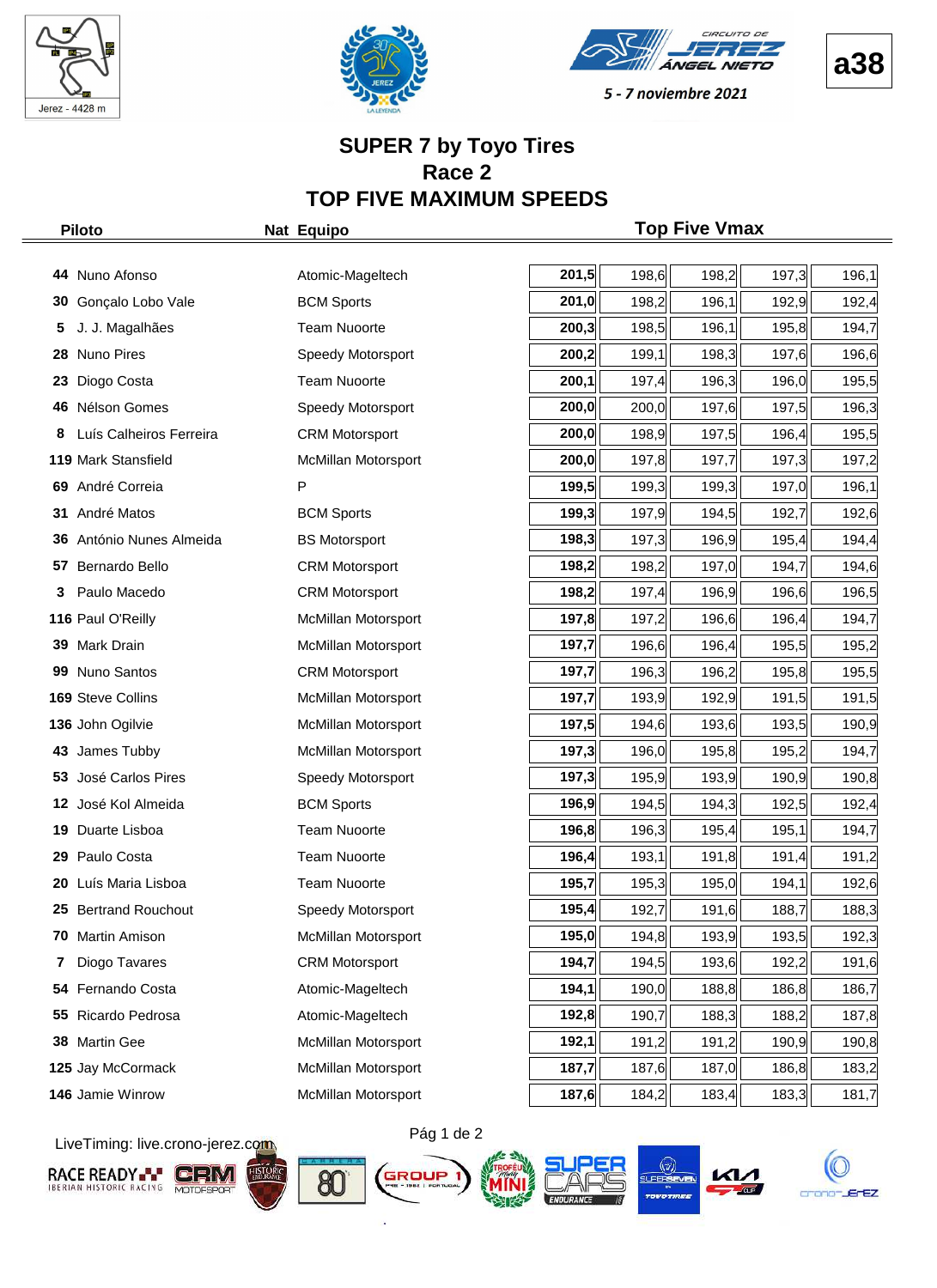Jerez - 4428 m

**a38**

5 - 7 noviembre 2021

# SUPER 7 by Toyo Tires
## Race 2
## TOP FIVE MAXIMUM SPEEDS

| Piloto | Nat | Equipo | Top Five Vmax | | | | |
|---|---|---|---|---|---|---|---|
| **44** Nuno Afonso | | Atomic-Mageltech | **201,5** | 198,6 | 198,2 | 197,3 | 196,1 |
| **30** Gonçalo Lobo Vale | | BCM Sports | **201,0** | 198,2 | 196,1 | 192,9 | 192,4 |
| **5** J. J. Magalhães | | Team Nuoorte | **200,3** | 198,5 | 196,1 | 195,8 | 194,7 |
| **28** Nuno Pires | | Speedy Motorsport | **200,2** | 199,1 | 198,3 | 197,6 | 196,6 |
| **23** Diogo Costa | | Team Nuoorte | **200,1** | 197,4 | 196,3 | 196,0 | 195,5 |
| **46** Nélson Gomes | | Speedy Motorsport | **200,0** | 200,0 | 197,6 | 197,5 | 196,3 |
| **8** Luís Calheiros Ferreira | | CRM Motorsport | **200,0** | 198,9 | 197,5 | 196,4 | 195,5 |
| **119** Mark Stansfield | | McMillan Motorsport | **200,0** | 197,8 | 197,7 | 197,3 | 197,2 |
| **69** André Correia | | P | **199,5** | 199,3 | 199,3 | 197,0 | 196,1 |
| **31** André Matos | | BCM Sports | **199,3** | 197,9 | 194,5 | 192,7 | 192,6 |
| **36** António Nunes Almeida | | BS Motorsport | **198,3** | 197,3 | 196,9 | 195,4 | 194,4 |
| **57** Bernardo Bello | | CRM Motorsport | **198,2** | 198,2 | 197,0 | 194,7 | 194,6 |
| **3** Paulo Macedo | | CRM Motorsport | **198,2** | 197,4 | 196,9 | 196,6 | 196,5 |
| **116** Paul O'Reilly | | McMillan Motorsport | **197,8** | 197,2 | 196,6 | 196,4 | 194,7 |
| **39** Mark Drain | | McMillan Motorsport | **197,7** | 196,6 | 196,4 | 195,5 | 195,2 |
| **99** Nuno Santos | | CRM Motorsport | **197,7** | 196,3 | 196,2 | 195,8 | 195,5 |
| **169** Steve Collins | | McMillan Motorsport | **197,7** | 193,9 | 192,9 | 191,5 | 191,5 |
| **136** John Ogilvie | | McMillan Motorsport | **197,5** | 194,6 | 193,6 | 193,5 | 190,9 |
| **43** James Tubby | | McMillan Motorsport | **197,3** | 196,0 | 195,8 | 195,2 | 194,7 |
| **53** José Carlos Pires | | Speedy Motorsport | **197,3** | 195,9 | 193,9 | 190,9 | 190,8 |
| **12** José Kol Almeida | | BCM Sports | **196,9** | 194,5 | 194,3 | 192,5 | 192,4 |
| **19** Duarte Lisboa | | Team Nuoorte | **196,8** | 196,3 | 195,4 | 195,1 | 194,7 |
| **29** Paulo Costa | | Team Nuoorte | **196,4** | 193,1 | 191,8 | 191,4 | 191,2 |
| **20** Luís Maria Lisboa | | Team Nuoorte | **195,7** | 195,3 | 195,0 | 194,1 | 192,6 |
| **25** Bertrand Rouchout | | Speedy Motorsport | **195,4** | 192,7 | 191,6 | 188,7 | 188,3 |
| **70** Martin Amison | | McMillan Motorsport | **195,0** | 194,8 | 193,9 | 193,5 | 192,3 |
| **7** Diogo Tavares | | CRM Motorsport | **194,7** | 194,5 | 193,6 | 192,2 | 191,6 |
| **54** Fernando Costa | | Atomic-Mageltech | **194,1** | 190,0 | 188,8 | 186,8 | 186,7 |
| **55** Ricardo Pedrosa | | Atomic-Mageltech | **192,8** | 190,7 | 188,3 | 188,2 | 187,8 |
| **38** Martin Gee | | McMillan Motorsport | **192,1** | 191,2 | 191,2 | 190,9 | 190,8 |
| **125** Jay McCormack | | McMillan Motorsport | **187,7** | 187,6 | 187,0 | 186,8 | 183,2 |
| **146** Jamie Winrow | | McMillan Motorsport | **187,6** | 184,2 | 183,4 | 183,3 | 181,7 |

LiveTiming: live.crono-jerez.com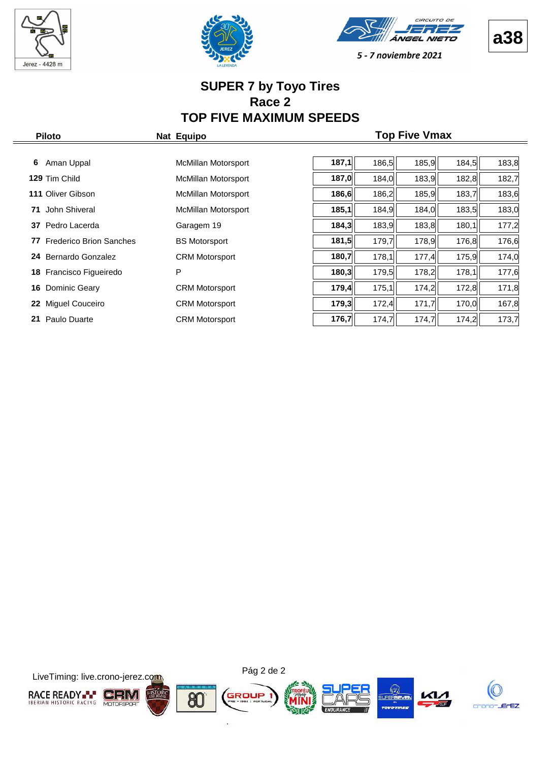5 - 7 noviembre 2021

a38

# SUPER 7 by Toyo Tires
## Race 2
## TOP FIVE MAXIMUM SPEEDS

| | Piloto | Nat | Equipo | Top Five Vmax | | | | |
|---|---|---|---|---|---|---|---|---|
| **6** | Aman Uppal | | McMillan Motorsport | **187,1** | 186,5 | 185,9 | 184,5 | 183,8 |
| **129** | Tim Child | | McMillan Motorsport | **187,0** | 184,0 | 183,9 | 182,8 | 182,7 |
| **111** | Oliver Gibson | | McMillan Motorsport | **186,6** | 186,2 | 185,9 | 183,7 | 183,6 |
| **71** | John Shiveral | | McMillan Motorsport | **185,1** | 184,9 | 184,0 | 183,5 | 183,0 |
| **37** | Pedro Lacerda | | Garagem 19 | **184,3** | 183,9 | 183,8 | 180,1 | 177,2 |
| **77** | Frederico Brion Sanches | | BS Motorsport | **181,5** | 179,7 | 178,9 | 176,8 | 176,6 |
| **24** | Bernardo Gonzalez | | CRM Motorsport | **180,7** | 178,1 | 177,4 | 175,9 | 174,0 |
| **18** | Francisco Figueiredo | | P | **180,3** | 179,5 | 178,2 | 178,1 | 177,6 |
| **16** | Dominic Geary | | CRM Motorsport | **179,4** | 175,1 | 174,2 | 172,8 | 171,8 |
| **22** | Miguel Couceiro | | CRM Motorsport | **179,3** | 172,4 | 171,7 | 170,0 | 167,8 |
| **21** | Paulo Duarte | | CRM Motorsport | **176,7** | 174,7 | 174,7 | 174,2 | 173,7 |

LiveTiming: live.crono-jerez.com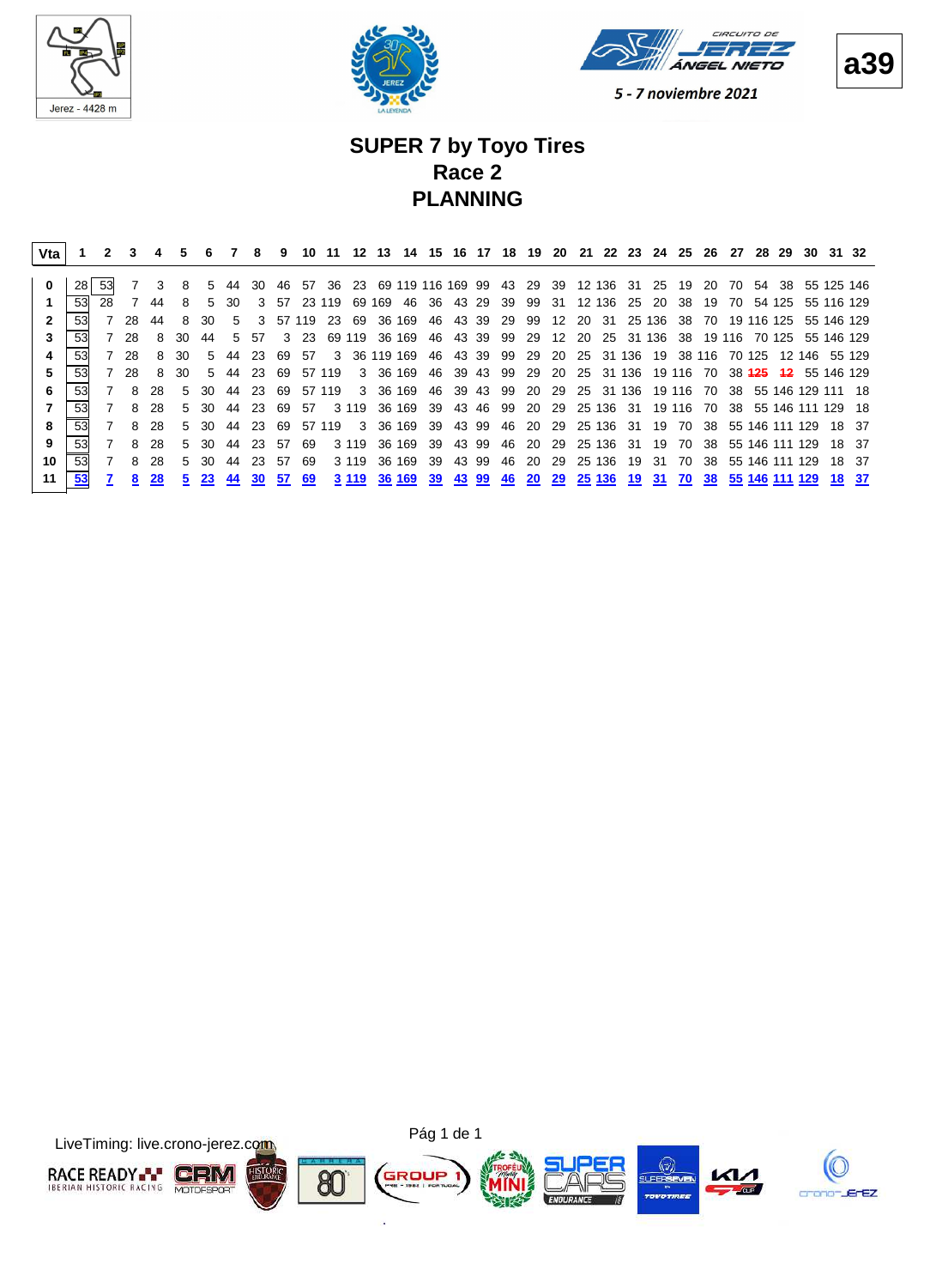Jerez - 4428 m

5 - 7 noviembre 2021

a39

# SUPER 7 by Toyo Tires
## Race 2
## PLANNING

| Vta | 1 | 2 | 3 | 4 | 5 | 6 | 7 | 8 | 9 | 10 | 11 | 12 | 13 | 14 | 15 | 16 | 17 | 18 | 19 | 20 | 21 | 22 | 23 | 24 | 25 | 26 | 27 | 28 | 29 | 30 | 31 | 32 |
|---|---|---|---|---|---|---|---|---|---|---|---|---|---|---|---|---|---|---|---|---|---|---|---|---|---|---|---|---|---|---|---|---|
| 0 | 28 | 53 | 7 | 3 | 8 | 5 | 44 | 30 | 46 | 57 | 36 | 23 | 69 | 119 | 116 | 169 | 99 | 43 | 29 | 39 | 12 | 136 | 31 | 25 | 19 | 20 | 70 | 54 | 38 | 55 | 125 | 146 |
| 1 | 53 | 28 | 7 | 44 | 8 | 5 | 30 | 3 | 57 | 23 | 119 | 69 | 169 | 46 | 36 | 43 | 29 | 39 | 99 | 31 | 12 | 136 | 25 | 20 | 38 | 19 | 70 | 54 | 125 | 55 | 116 | 129 |
| 2 | 53 | 7 | 28 | 44 | 8 | 30 | 5 | 3 | 57 | 119 | 23 | 69 | 36 | 169 | 46 | 43 | 39 | 29 | 99 | 12 | 20 | 31 | 25 | 136 | 38 | 70 | 19 | 116 | 125 | 55 | 146 | 129 |
| 3 | 53 | 7 | 28 | 8 | 30 | 44 | 5 | 57 | 3 | 23 | 69 | 119 | 36 | 169 | 46 | 43 | 39 | 99 | 29 | 12 | 20 | 25 | 31 | 136 | 38 | 19 | 116 | 70 | 125 | 55 | 146 | 129 |
| 4 | 53 | 7 | 28 | 8 | 30 | 5 | 44 | 23 | 69 | 57 | 3 | 36 | 119 | 169 | 46 | 43 | 39 | 99 | 29 | 20 | 25 | 31 | 136 | 19 | 38 | 116 | 70 | 125 | 12 | 146 | 55 | 129 |
| 5 | 53 | 7 | 28 | 8 | 30 | 5 | 44 | 23 | 69 | 57 | 119 | 3 | 36 | 169 | 46 | 39 | 43 | 99 | 29 | 20 | 25 | 31 | 136 | 19 | 116 | 70 | 38 | **125** | **12** | 55 | 146 | 129 |
| 6 | 53 | 7 | 8 | 28 | 5 | 30 | 44 | 23 | 69 | 57 | 119 | 3 | 36 | 169 | 46 | 39 | 43 | 99 | 20 | 29 | 25 | 31 | 136 | 19 | 116 | 70 | 38 | 55 | 146 | 129 | 111 | 18 |
| 7 | 53 | 7 | 8 | 28 | 5 | 30 | 44 | 23 | 69 | 57 | 3 | 119 | 36 | 169 | 39 | 43 | 46 | 99 | 20 | 29 | 25 | 136 | 31 | 19 | 116 | 70 | 38 | 55 | 146 | 111 | 129 | 18 |
| 8 | 53 | 7 | 8 | 28 | 5 | 30 | 44 | 23 | 69 | 57 | 119 | 3 | 36 | 169 | 39 | 43 | 99 | 46 | 20 | 29 | 25 | 136 | 31 | 19 | 70 | 38 | 55 | 146 | 111 | 129 | 18 | 37 |
| 9 | 53 | 7 | 8 | 28 | 5 | 30 | 44 | 23 | 57 | 69 | 3 | 119 | 36 | 169 | 39 | 43 | 99 | 46 | 20 | 29 | 25 | 136 | 31 | 19 | 70 | 38 | 55 | 146 | 111 | 129 | 18 | 37 |
| 10 | 53 | 7 | 8 | 28 | 5 | 30 | 44 | 23 | 57 | 69 | 3 | 119 | 36 | 169 | 39 | 43 | 99 | 46 | 20 | 29 | 25 | 136 | 19 | 31 | 70 | 38 | 55 | 146 | 111 | 129 | 18 | 37 |
| 11 | 53 | 7 | 8 | 28 | 5 | 23 | 44 | 30 | 57 | 69 | 3 | 119 | 36 | 169 | 39 | 43 | 99 | 46 | 20 | 29 | 25 | 136 | 19 | 31 | 70 | 38 | 55 | 146 | 111 | 129 | 18 | 37 |

LiveTiming: live.crono-jerez.com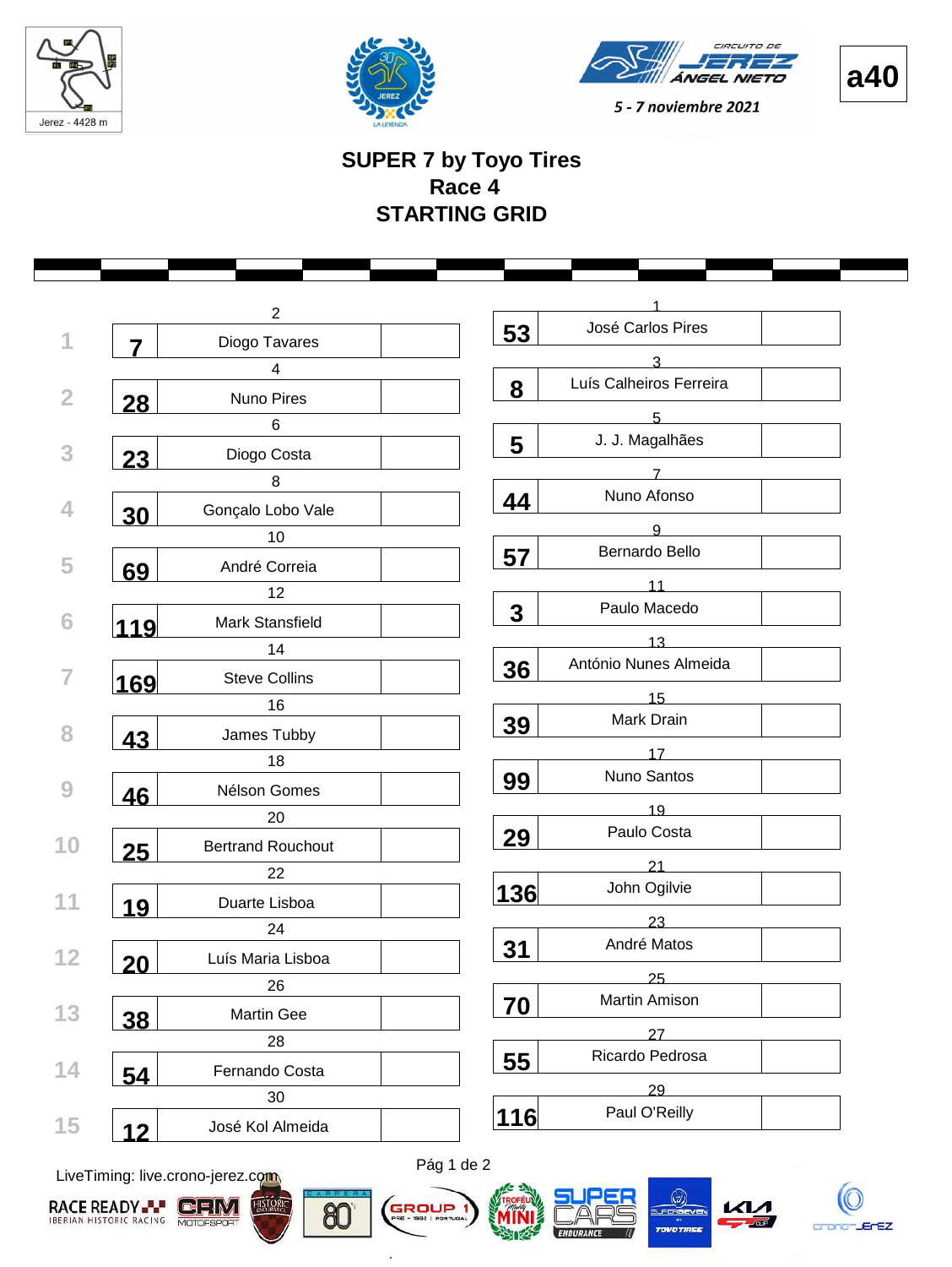Jerez - 4428 m

**a40**

5 - 7 noviembre 2021

# SUPER 7 by Toyo Tires
## Race 4
## STARTING GRID

| Row | Pos | No. | Driver | Pos | No. | Driver |
|---|---|---|---|---|---|---|
| 1 | 2 | 7 | Diogo Tavares | 1 | 53 | José Carlos Pires |
| 2 | 4 | 28 | Nuno Pires | 3 | 8 | Luís Calheiros Ferreira |
| 3 | 6 | 23 | Diogo Costa | 5 | 5 | J. J. Magalhães |
| 4 | 8 | 30 | Gonçalo Lobo Vale | 7 | 44 | Nuno Afonso |
| 5 | 10 | 69 | André Correia | 9 | 57 | Bernardo Bello |
| 6 | 12 | 119 | Mark Stansfield | 11 | 3 | Paulo Macedo |
| 7 | 14 | 169 | Steve Collins | 13 | 36 | António Nunes Almeida |
| 8 | 16 | 43 | James Tubby | 15 | 39 | Mark Drain |
| 9 | 18 | 46 | Nélson Gomes | 17 | 99 | Nuno Santos |
| 10 | 20 | 25 | Bertrand Rouchout | 19 | 29 | Paulo Costa |
| 11 | 22 | 19 | Duarte Lisboa | 21 | 136 | John Ogilvie |
| 12 | 24 | 20 | Luís Maria Lisboa | 23 | 31 | André Matos |
| 13 | 26 | 38 | Martin Gee | 25 | 70 | Martin Amison |
| 14 | 28 | 54 | Fernando Costa | 27 | 55 | Ricardo Pedrosa |
| 15 | 30 | 12 | José Kol Almeida | 29 | 116 | Paul O'Reilly |

LiveTiming: live.crono-jerez.com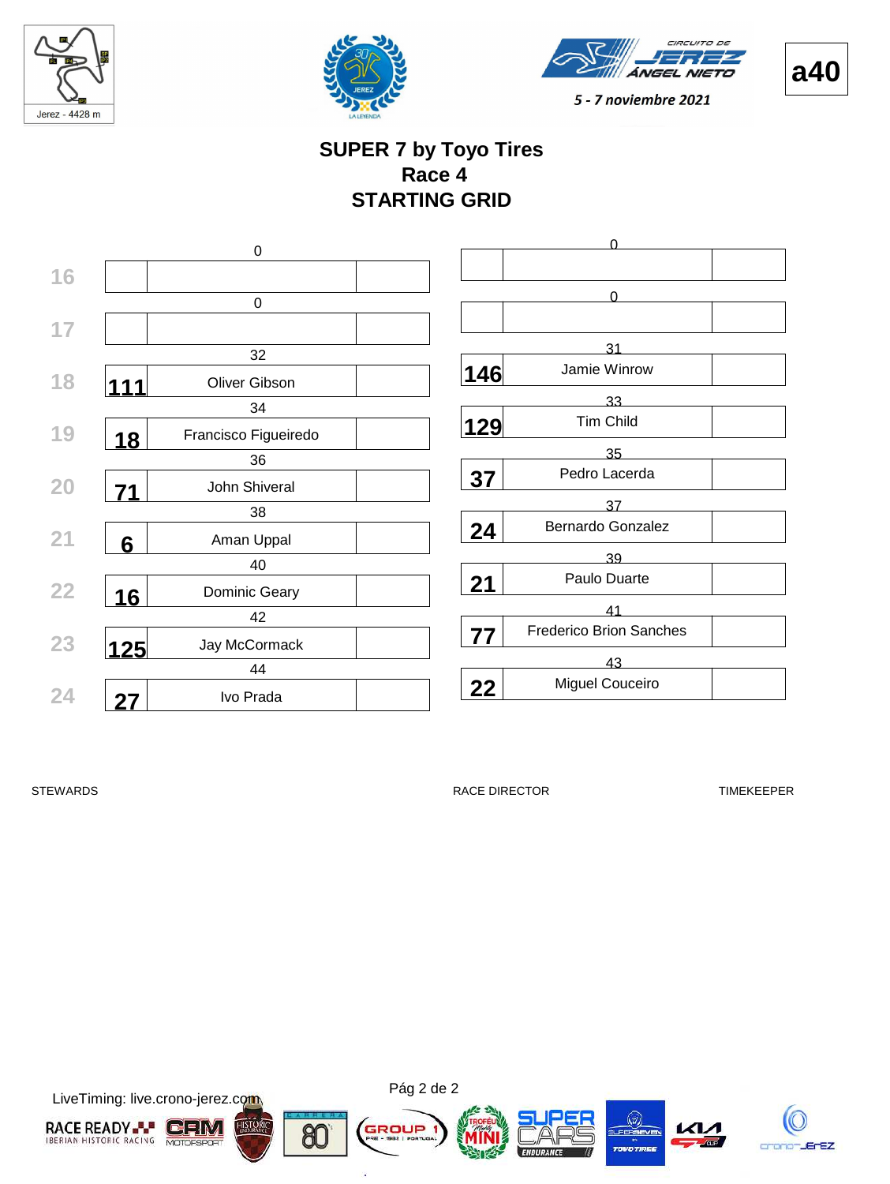a40

5 - 7 noviembre 2021

## SUPER 7 by Toyo Tires
## Race 4
## STARTING GRID

| Row | Left Time | Left No. | Left Driver | Right Time | Right No. | Right Driver |
|---|---|---|---|---|---|---|
| 16 | 0 | | | 0 | | |
| 17 | 0 | | | 0 | | |
| 18 | 32 | 111 | Oliver Gibson | 31 | 146 | Jamie Winrow |
| 19 | 34 | 18 | Francisco Figueiredo | 33 | 129 | Tim Child |
| 20 | 36 | 71 | John Shiveral | 35 | 37 | Pedro Lacerda |
| 21 | 38 | 6 | Aman Uppal | 37 | 24 | Bernardo Gonzalez |
| 22 | 40 | 16 | Dominic Geary | 39 | 21 | Paulo Duarte |
| 23 | 42 | 125 | Jay McCormack | 41 | 77 | Frederico Brion Sanches |
| 24 | 44 | 27 | Ivo Prada | 43 | 22 | Miguel Couceiro |

STEWARDS RACE DIRECTOR TIMEKEEPER

LiveTiming: live.crono-jerez.com